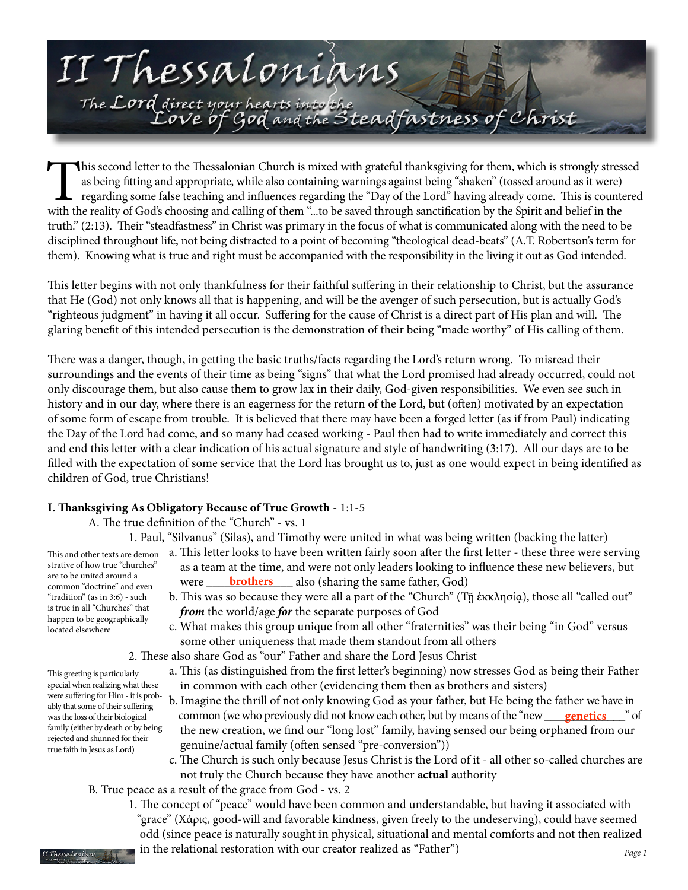# II Thessalonians

*The Lord direct your hearts into the Love of God and the Steadfastness of Christ*

This second letter to the Thessalonian Church is mixed with grateful thanksgiving for them, which is strongly stressed as being fitting and appropriate, while also containing warnings against being "shaken" (tossed around as it were) regarding some false teaching and influences regarding the "Day of the Lord" having already come. This is countered with the reality of God's choosing and calling of them "...to be saved through sanctification by the Spirit and belief in the truth." (2:13). Their "steadfastness" in Christ was primary in the focus of what is communicated along with the need to be disciplined throughout life, not being distracted to a point of becoming "theological dead-beats" (A.T. Robertson's term for them). Knowing what is true and right must be accompanied with the responsibility in the living it out as God intended.

This letter begins with not only thankfulness for their faithful suffering in their relationship to Christ, but the assurance that He (God) not only knows all that is happening, and will be the avenger of such persecution, but is actually God's "righteous judgment" in having it all occur. Suffering for the cause of Christ is a direct part of His plan and will. The glaring benefit of this intended persecution is the demonstration of their being "made worthy" of His calling of them.

There was a danger, though, in getting the basic truths/facts regarding the Lord's return wrong. To misread their surroundings and the events of their time as being "signs" that what the Lord promised had already occurred, could not only discourage them, but also cause them to grow lax in their daily, God-given responsibilities. We even see such in history and in our day, where there is an eagerness for the return of the Lord, but (often) motivated by an expectation of some form of escape from trouble. It is believed that there may have been a forged letter (as if from Paul) indicating the Day of the Lord had come, and so many had ceased working - Paul then had to write immediately and correct this and end this letter with a clear indication of his actual signature and style of handwriting (3:17). All our days are to be filled with the expectation of some service that the Lord has brought us to, just as one would expect in being identified as children of God, true Christians!

**I. <u>Thanksgiving As Obligatory Because of True Growth</u>** - 1:1-5

A. The true definition of the "Church" - vs. 1

1. Paul, "Silvanus" (Silas), and Timothy were united in what was being written (backing the latter)

*This and other texts are demonstrative of how true "churches" are to be united around a common "doctrine" and even "tradition" (as in 3:6) - such is true in all "Churches" that happen to be geographically located elsewhere*

a. This letter looks to have been written fairly soon after the first letter - these three were serving as a team at the time, and were not only leaders looking to influence these new believers, but were \_\_\_\_**brothers**\_\_\_\_ also (sharing the same father, God)

b. This was so because they were all a part of the "Church" (Τῇ ἐκκλησίᾳ), those all "called out" ***from*** the world/age ***for*** the separate purposes of God

c. What makes this group unique from all other "fraternities" was their being "in God" versus some other uniqueness that made them standout from all others

2. These also share God as "our" Father and share the Lord Jesus Christ

*This greeting is particularly special when realizing what these were suffering for Him - it is probably that some of their suffering was the loss of their biological family (either by death or by being rejected and shunned for their true faith in Jesus as Lord)*

a. This (as distinguished from the first letter's beginning) now stresses God as being their Father in common with each other (evidencing them then as brothers and sisters)

b. Imagine the thrill of not only knowing God as your father, but He being the father we have in common (we who previously did not know each other, but by means of the "new \_\_\_**genetics**\_\_\_" of the new creation, we find our "long lost" family, having sensed our being orphaned from our genuine/actual family (often sensed "pre-conversion"))

c. <u>The Church is such only because Jesus Christ is the Lord of it</u> - all other so-called churches are not truly the Church because they have another **actual** authority

B. True peace as a result of the grace from God - vs. 2

1. The concept of "peace" would have been common and understandable, but having it associated with "grace" (Χάρις, good-will and favorable kindness, given freely to the undeserving), could have seemed odd (since peace is naturally sought in physical, situational and mental comforts and not then realized in the relational restoration with our creator realized as "Father")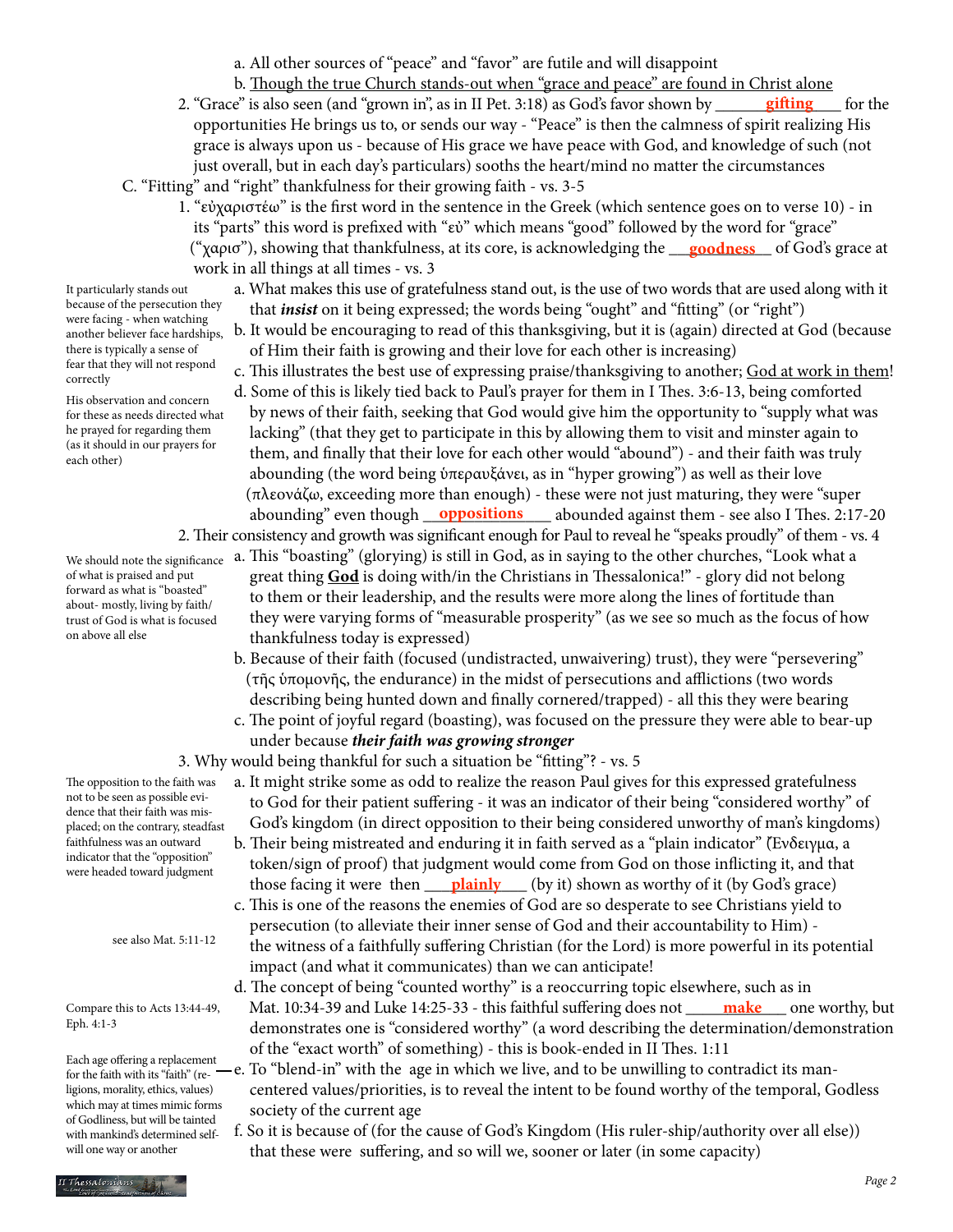a. All other sources of "peace" and "favor" are futile and will disappoint

b. Though the true Church stands-out when "grace and peace" are found in Christ alone

2. "Grace" is also seen (and "grown in", as in II Pet. 3:18) as God's favor shown by **gifting** for the opportunities He brings us to, or sends our way - "Peace" is then the calmness of spirit realizing His grace is always upon us - because of His grace we have peace with God, and knowledge of such (not just overall, but in each day's particulars) sooths the heart/mind no matter the circumstances

C. "Fitting" and "right" thankfulness for their growing faith - vs. 3-5

1. "εὐχαριστέω" is the first word in the sentence in the Greek (which sentence goes on to verse 10) - in its "parts" this word is prefixed with "εὐ" which means "good" followed by the word for "grace" ("χαρισ"), showing that thankfulness, at its core, is acknowledging the **goodness** of God's grace at work in all things at all times - vs. 3

It particularly stands out because of the persecution they were facing - when watching another believer face hardships, there is typically a sense of fear that they will not respond correctly

His observation and concern for these as needs directed what he prayed for regarding them (as it should in our prayers for each other)

a. What makes this use of gratefulness stand out, is the use of two words that are used along with it that ***insist*** on it being expressed; the words being "ought" and "fitting" (or "right")

b. It would be encouraging to read of this thanksgiving, but it is (again) directed at God (because of Him their faith is growing and their love for each other is increasing)

c. This illustrates the best use of expressing praise/thanksgiving to another; God at work in them!

d. Some of this is likely tied back to Paul's prayer for them in I Thes. 3:6-13, being comforted by news of their faith, seeking that God would give him the opportunity to "supply what was lacking" (that they get to participate in this by allowing them to visit and minster again to them, and finally that their love for each other would "abound") - and their faith was truly abounding (the word being ὑπεραυξάνει, as in "hyper growing") as well as their love (πλεονάζω, exceeding more than enough) - these were not just maturing, they were "super abounding" even though **oppositions** abounded against them - see also I Thes. 2:17-20

2. Their consistency and growth was significant enough for Paul to reveal he "speaks proudly" of them - vs. 4

We should note the significance of what is praised and put forward as what is "boasted" about- mostly, living by faith/trust of God is what is focused on above all else

a. This "boasting" (glorying) is still in God, as in saying to the other churches, "Look what a great thing **God** is doing with/in the Christians in Thessalonica!" - glory did not belong to them or their leadership, and the results were more along the lines of fortitude than they were varying forms of "measurable prosperity" (as we see so much as the focus of how thankfulness today is expressed)

b. Because of their faith (focused (undistracted, unwaivering) trust), they were "persevering" (τῆς ὑπομονῆς, the endurance) in the midst of persecutions and afflictions (two words describing being hunted down and finally cornered/trapped) - all this they were bearing

c. The point of joyful regard (boasting), was focused on the pressure they were able to bear-up under because ***their faith was growing stronger***

3. Why would being thankful for such a situation be "fitting"? - vs. 5

The opposition to the faith was not to be seen as possible evidence that their faith was misplaced; on the contrary, steadfast faithfulness was an outward indicator that the "opposition" were headed toward judgment

a. It might strike some as odd to realize the reason Paul gives for this expressed gratefulness to God for their patient suffering - it was an indicator of their being "considered worthy" of God's kingdom (in direct opposition to their being considered unworthy of man's kingdoms)

b. Their being mistreated and enduring it in faith served as a "plain indicator" (Ἔνδειγμα, a token/sign of proof) that judgment would come from God on those inflicting it, and that those facing it were then **plainly** (by it) shown as worthy of it (by God's grace)

see also Mat. 5:11-12

c. This is one of the reasons the enemies of God are so desperate to see Christians yield to persecution (to alleviate their inner sense of God and their accountability to Him) - the witness of a faithfully suffering Christian (for the Lord) is more powerful in its potential impact (and what it communicates) than we can anticipate!

Compare this to Acts 13:44-49, Eph. 4:1-3

d. The concept of being "counted worthy" is a reoccurring topic elsewhere, such as in Mat. 10:34-39 and Luke 14:25-33 - this faithful suffering does not **make** one worthy, but demonstrates one is "considered worthy" (a word describing the determination/demonstration of the "exact worth" of something) - this is book-ended in II Thes. 1:11

Each age offering a replacement for the faith with its "faith" (religions, morality, ethics, values) which may at times mimic forms of Godliness, but will be tainted with mankind's determined self-will one way or another

e. To "blend-in" with the age in which we live, and to be unwilling to contradict its man-centered values/priorities, is to reveal the intent to be found worthy of the temporal, Godless society of the current age

f. So it is because of (for the cause of God's Kingdom (His ruler-ship/authority over all else)) that these were suffering, and so will we, sooner or later (in some capacity)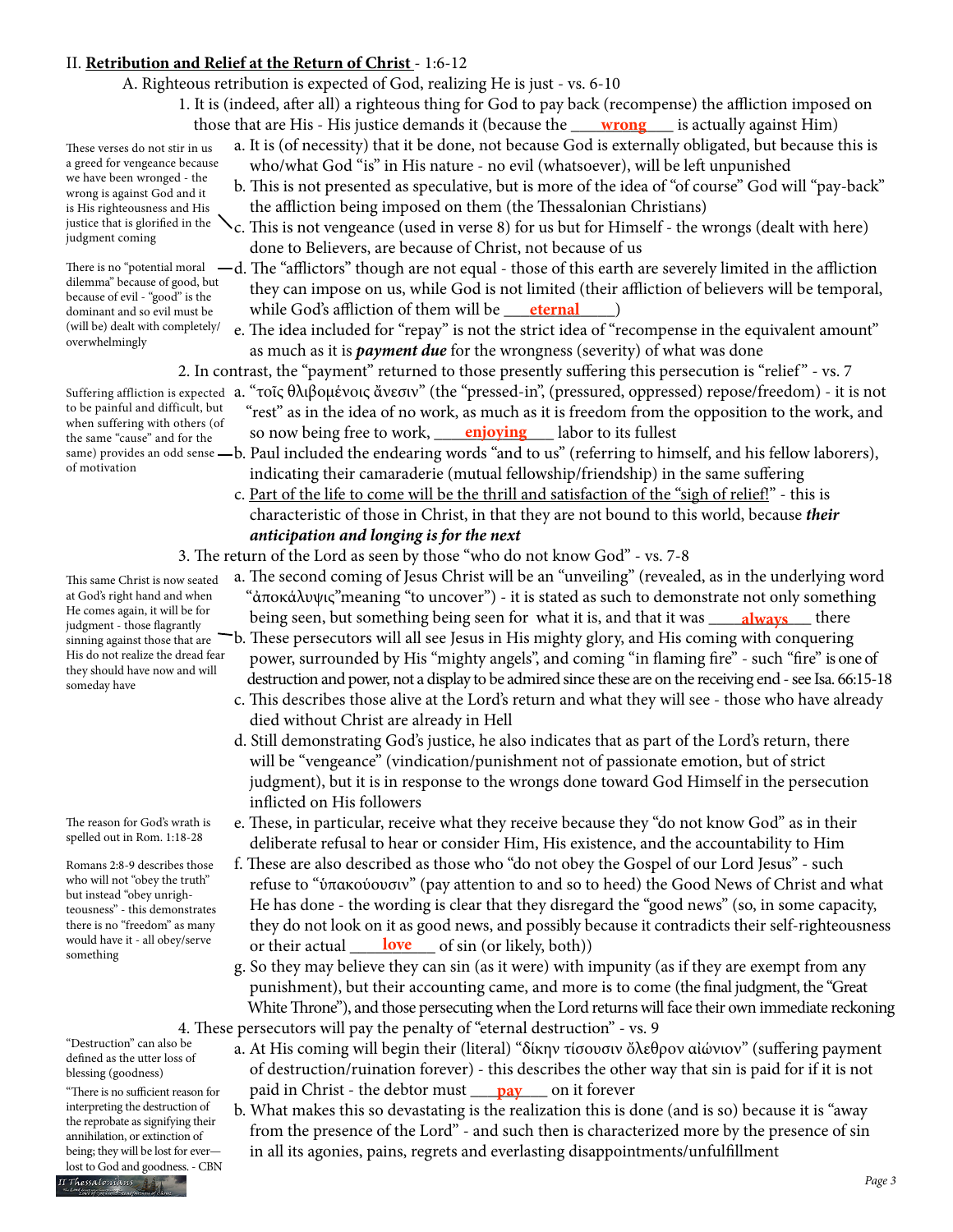II. **Retribution and Relief at the Return of Christ** - 1:6-12

A. Righteous retribution is expected of God, realizing He is just - vs. 6-10

1. It is (indeed, after all) a righteous thing for God to pay back (recompense) the affliction imposed on those that are His - His justice demands it (because the **wrong** is actually against Him)

> These verses do not stir in us a greed for vengeance because we have been wronged - the wrong is against God and it is His righteousness and His justice that is glorified in the judgment coming

a. It is (of necessity) that it be done, not because God is externally obligated, but because this is who/what God "is" in His nature - no evil (whatsoever), will be left unpunished

b. This is not presented as speculative, but is more of the idea of "of course" God will "pay-back" the affliction being imposed on them (the Thessalonian Christians)

c. This is not vengeance (used in verse 8) for us but for Himself - the wrongs (dealt with here) done to Believers, are because of Christ, not because of us

> There is no "potential moral dilemma" because of good, but because of evil - "good" is the dominant and so evil must be (will be) dealt with completely/overwhelmingly

d. The "afflictors" though are not equal - those of this earth are severely limited in the affliction they can impose on us, while God is not limited (their affliction of believers will be temporal, while God's affliction of them will be **eternal**)

e. The idea included for "repay" is not the strict idea of "recompense in the equivalent amount" as much as it is ***payment due*** for the wrongness (severity) of what was done

2. In contrast, the "payment" returned to those presently suffering this persecution is "relief" - vs. 7

> Suffering affliction is expected to be painful and difficult, but when suffering with others (of the same "cause" and for the same) provides an odd sense of motivation

a. "τοῖς θλιβομένοις ἄνεσιν" (the "pressed-in", (pressured, oppressed) repose/freedom) - it is not "rest" as in the idea of no work, as much as it is freedom from the opposition to the work, and so now being free to work, **enjoying** labor to its fullest

b. Paul included the endearing words "and to us" (referring to himself, and his fellow laborers), indicating their camaraderie (mutual fellowship/friendship) in the same suffering

c. <u>Part of the life to come will be the thrill and satisfaction of the "sigh of relief!"</u> - this is characteristic of those in Christ, in that they are not bound to this world, because ***their anticipation and longing is for the next***

3. The return of the Lord as seen by those "who do not know God" - vs. 7-8

> This same Christ is now seated at God's right hand and when He comes again, it will be for judgment - those flagrantly sinning against those that are His do not realize the dread fear they should have now and will someday have

a. The second coming of Jesus Christ will be an "unveiling" (revealed, as in the underlying word "ἀποκάλυψις" meaning "to uncover") - it is stated as such to demonstrate not only something being seen, but something being seen for what it is, and that it was **always** there

b. These persecutors will all see Jesus in His mighty glory, and His coming with conquering power, surrounded by His "mighty angels", and coming "in flaming fire" - such "fire" is one of destruction and power, not a display to be admired since these are on the receiving end - see Isa. 66:15-18

c. This describes those alive at the Lord's return and what they will see - those who have already died without Christ are already in Hell

d. Still demonstrating God's justice, he also indicates that as part of the Lord's return, there will be "vengeance" (vindication/punishment not of passionate emotion, but of strict judgment), but it is in response to the wrongs done toward God Himself in the persecution inflicted on His followers

> The reason for God's wrath is spelled out in Rom. 1:18-28

e. These, in particular, receive what they receive because they "do not know God" as in their deliberate refusal to hear or consider Him, His existence, and the accountability to Him

> Romans 2:8-9 describes those who will not "obey the truth" but instead "obey unrighteousness" - this demonstrates there is no "freedom" as many would have it - all obey/serve something

f. These are also described as those who "do not obey the Gospel of our Lord Jesus" - such refuse to "ὑπακούουσιν" (pay attention to and so to heed) the Good News of Christ and what He has done - the wording is clear that they disregard the "good news" (so, in some capacity, they do not look on it as good news, and possibly because it contradicts their self-righteousness or their actual **love** of sin (or likely, both))

g. So they may believe they can sin (as it were) with impunity (as if they are exempt from any punishment), but their accounting came, and more is to come (the final judgment, the "Great White Throne"), and those persecuting when the Lord returns will face their own immediate reckoning

4. These persecutors will pay the penalty of "eternal destruction" - vs. 9

> "Destruction" can also be defined as the utter loss of blessing (goodness)
>
> "There is no sufficient reason for interpreting the destruction of the reprobate as signifying their annihilation, or extinction of being; they will be lost for ever—lost to God and goodness. - CBN

a. At His coming will begin their (literal) "δίκην τίσουσιν ὄλεθρον αἰώνιον" (suffering payment of destruction/ruination forever) - this describes the other way that sin is paid for if it is not paid in Christ - the debtor must **pay** on it forever

b. What makes this so devastating is the realization this is done (and is so) because it is "away from the presence of the Lord" - and such then is characterized more by the presence of sin in all its agonies, pains, regrets and everlasting disappointments/unfulfillment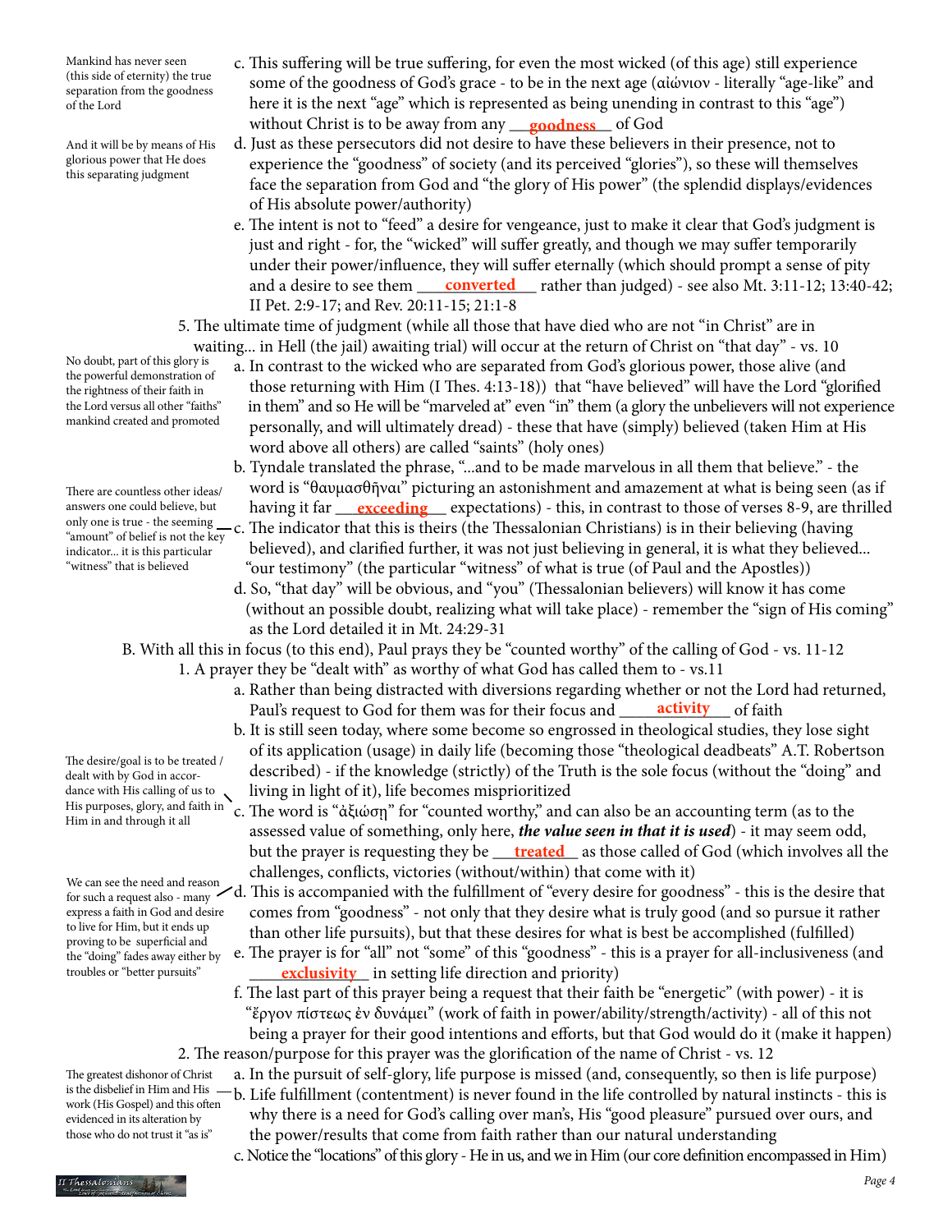Mankind has never seen (this side of eternity) the true separation from the goodness of the Lord

c. This suffering will be true suffering, for even the most wicked (of this age) still experience some of the goodness of God's grace - to be in the next age (αἰώνιον - literally "age-like" and here it is the next "age" which is represented as being unending in contrast to this "age") without Christ is to be away from any __**goodness**__ of God

And it will be by means of His glorious power that He does this separating judgment

d. Just as these persecutors did not desire to have these believers in their presence, not to experience the "goodness" of society (and its perceived "glories"), so these will themselves face the separation from God and "the glory of His power" (the splendid displays/evidences of His absolute power/authority)

e. The intent is not to "feed" a desire for vengeance, just to make it clear that God's judgment is just and right - for, the "wicked" will suffer greatly, and though we may suffer temporarily under their power/influence, they will suffer eternally (which should prompt a sense of pity and a desire to see them __**converted**__ rather than judged) - see also Mt. 3:11-12; 13:40-42; II Pet. 2:9-17; and Rev. 20:11-15; 21:1-8

5. The ultimate time of judgment (while all those that have died who are not "in Christ" are in waiting... in Hell (the jail) awaiting trial) will occur at the return of Christ on "that day" - vs. 10

No doubt, part of this glory is the powerful demonstration of the rightness of their faith in the Lord versus all other "faiths" mankind created and promoted

a. In contrast to the wicked who are separated from God's glorious power, those alive (and those returning with Him (I Thes. 4:13-18)) that "have believed" will have the Lord "glorified in them" and so He will be "marveled at" even "in" them (a glory the unbelievers will not experience personally, and will ultimately dread) - these that have (simply) believed (taken Him at His word above all others) are called "saints" (holy ones)

b. Tyndale translated the phrase, "...and to be made marvelous in all them that believe." - the word is "θαυμασθῆναι" picturing an astonishment and amazement at what is being seen (as if having it far __**exceeding**__ expectations) - this, in contrast to those of verses 8-9, are thrilled

There are countless other ideas/answers one could believe, but only one is true - the seeming "amount" of belief is not the key indicator... it is this particular "witness" that is believed

c. The indicator that this is theirs (the Thessalonian Christians) is in their believing (having believed), and clarified further, it was not just believing in general, it is what they believed... "our testimony" (the particular "witness" of what is true (of Paul and the Apostles))

d. So, "that day" will be obvious, and "you" (Thessalonian believers) will know it has come (without an possible doubt, realizing what will take place) - remember the "sign of His coming" as the Lord detailed it in Mt. 24:29-31

B. With all this in focus (to this end), Paul prays they be "counted worthy" of the calling of God - vs. 11-12

1. A prayer they be "dealt with" as worthy of what God has called them to - vs.11

a. Rather than being distracted with diversions regarding whether or not the Lord had returned, Paul's request to God for them was for their focus and __**activity**__ of faith

b. It is still seen today, where some become so engrossed in theological studies, they lose sight of its application (usage) in daily life (becoming those "theological deadbeats" A.T. Robertson described) - if the knowledge (strictly) of the Truth is the sole focus (without the "doing" and living in light of it), life becomes misprioritized

The desire/goal is to be treated / dealt with by God in accordance with His calling of us to His purposes, glory, and faith in Him in and through it all

c. The word is "ἀξιώσῃ" for "counted worthy," and can also be an accounting term (as to the assessed value of something, only here, ***the value seen in that it is used***) - it may seem odd, but the prayer is requesting they be __**treated**__ as those called of God (which involves all the challenges, conflicts, victories (without/within) that come with it)

We can see the need and reason for such a request also - many express a faith in God and desire to live for Him, but it ends up proving to be superficial and the "doing" fades away either by troubles or "better pursuits"

d. This is accompanied with the fulfillment of "every desire for goodness" - this is the desire that comes from "goodness" - not only that they desire what is truly good (and so pursue it rather than other life pursuits), but that these desires for what is best be accomplished (fulfilled)

e. The prayer is for "all" not "some" of this "goodness" - this is a prayer for all-inclusiveness (and __**exclusivity**__ in setting life direction and priority)

f. The last part of this prayer being a request that their faith be "energetic" (with power) - it is "ἔργον πίστεως ἐν δυνάμει" (work of faith in power/ability/strength/activity) - all of this not being a prayer for their good intentions and efforts, but that God would do it (make it happen)

2. The reason/purpose for this prayer was the glorification of the name of Christ - vs. 12

a. In the pursuit of self-glory, life purpose is missed (and, consequently, so then is life purpose)

The greatest dishonor of Christ is the disbelief in Him and His work (His Gospel) and this often evidenced in its alteration by those who do not trust it "as is"

b. Life fulfillment (contentment) is never found in the life controlled by natural instincts - this is why there is a need for God's calling over man's, His "good pleasure" pursued over ours, and the power/results that come from faith rather than our natural understanding

c. Notice the "locations" of this glory - He in us, and we in Him (our core definition encompassed in Him)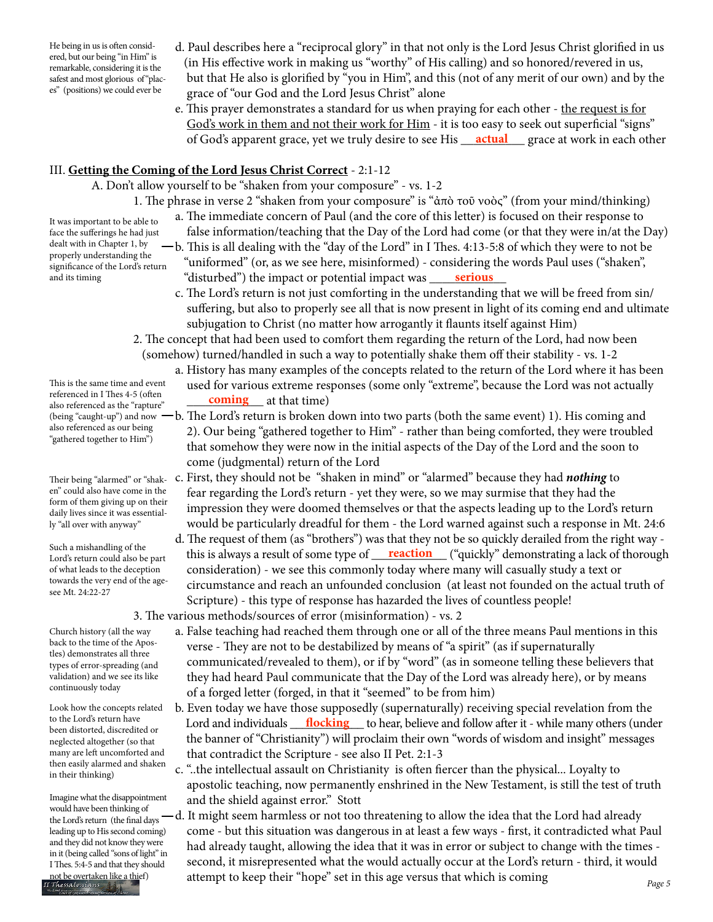He being in us is often considered, but our being "in Him" is remarkable, considering it is the safest and most glorious of "places" (positions) we could ever be

d. Paul describes here a "reciprocal glory" in that not only is the Lord Jesus Christ glorified in us (in His effective work in making us "worthy" of His calling) and so honored/revered in us, but that He also is glorified by "you in Him", and this (not of any merit of our own) and by the grace of "our God and the Lord Jesus Christ" alone

e. This prayer demonstrates a standard for us when praying for each other - the request is for God's work in them and not their work for Him - it is too easy to seek out superficial "signs" of God's apparent grace, yet we truly desire to see His **actual** grace at work in each other

## III. Getting the Coming of the Lord Jesus Christ Correct - 2:1-12

A. Don't allow yourself to be "shaken from your composure" - vs. 1-2

1. The phrase in verse 2 "shaken from your composure" is "ἀπὸ τοῦ νοὸς" (from your mind/thinking)

a. The immediate concern of Paul (and the core of this letter) is focused on their response to false information/teaching that the Day of the Lord had come (or that they were in/at the Day)

b. This is all dealing with the "day of the Lord" in I Thes. 4:13-5:8 of which they were to not be "uniformed" (or, as we see here, misinformed) - considering the words Paul uses ("shaken", "disturbed") the impact or potential impact was **serious**

It was important to be able to face the sufferings he had just dealt with in Chapter 1, by properly understanding the significance of the Lord's return and its timing

c. The Lord's return is not just comforting in the understanding that we will be freed from sin/suffering, but also to properly see all that is now present in light of its coming end and ultimate subjugation to Christ (no matter how arrogantly it flaunts itself against Him)

2. The concept that had been used to comfort them regarding the return of the Lord, had now been (somehow) turned/handled in such a way to potentially shake them off their stability - vs. 1-2

a. History has many examples of the concepts related to the return of the Lord where it has been used for various extreme responses (some only "extreme", because the Lord was not actually **coming** at that time)

b. The Lord's return is broken down into two parts (both the same event) 1). His coming and 2). Our being "gathered together to Him" - rather than being comforted, they were troubled that somehow they were now in the initial aspects of the Day of the Lord and the soon to come (judgmental) return of the Lord

This is the same time and event referenced in I Thes 4-5 (often also referenced as the "rapture" (being "caught-up") and now also referenced as our being "gathered together to Him")

c. First, they should not be "shaken in mind" or "alarmed" because they had ***nothing*** to fear regarding the Lord's return - yet they were, so we may surmise that they had the impression they were doomed themselves or that the aspects leading up to the Lord's return would be particularly dreadful for them - the Lord warned against such a response in Mt. 24:6

Their being "alarmed" or "shaken" could also have come in the form of them giving up on their daily lives since it was essentially "all over with anyway"

d. The request of them (as "brothers") was that they not be so quickly derailed from the right way - this is always a result of some type of **reaction** ("quickly" demonstrating a lack of thorough consideration) - we see this commonly today where many will casually study a text or circumstance and reach an unfounded conclusion (at least not founded on the actual truth of Scripture) - this type of response has hazarded the lives of countless people!

Such a mishandling of the Lord's return could also be part of what leads to the deception towards the very end of the age-see Mt. 24:22-27

3. The various methods/sources of error (misinformation) - vs. 2

a. False teaching had reached them through one or all of the three means Paul mentions in this verse - They are not to be destabilized by means of "a spirit" (as if supernaturally communicated/revealed to them), or if by "word" (as in someone telling these believers that they had heard Paul communicate that the Day of the Lord was already here), or by means of a forged letter (forged, in that it "seemed" to be from him)

Church history (all the way back to the time of the Apostles) demonstrates all three types of error-spreading (and validation) and we see its like continuously today

b. Even today we have those supposedly (supernaturally) receiving special revelation from the Lord and individuals **flocking** to hear, believe and follow after it - while many others (under the banner of "Christianity") will proclaim their own "words of wisdom and insight" messages that contradict the Scripture - see also II Pet. 2:1-3

Look how the concepts related to the Lord's return have been distorted, discredited or neglected altogether (so that many are left uncomforted and then easily alarmed and shaken in their thinking)

c. "..the intellectual assault on Christianity is often fiercer than the physical... Loyalty to apostolic teaching, now permanently enshrined in the New Testament, is still the test of truth and the shield against error." Stott

d. It might seem harmless or not too threatening to allow the idea that the Lord had already come - but this situation was dangerous in at least a few ways - first, it contradicted what Paul had already taught, allowing the idea that it was in error or subject to change with the times - second, it misrepresented what the would actually occur at the Lord's return - third, it would attempt to keep their "hope" set in this age versus that which is coming

Imagine what the disappointment would have been thinking of the Lord's return (the final days leading up to His second coming) and they did not know they were in it (being called "sons of light" in I Thes. 5:4-5 and that they should not be overtaken like a thief)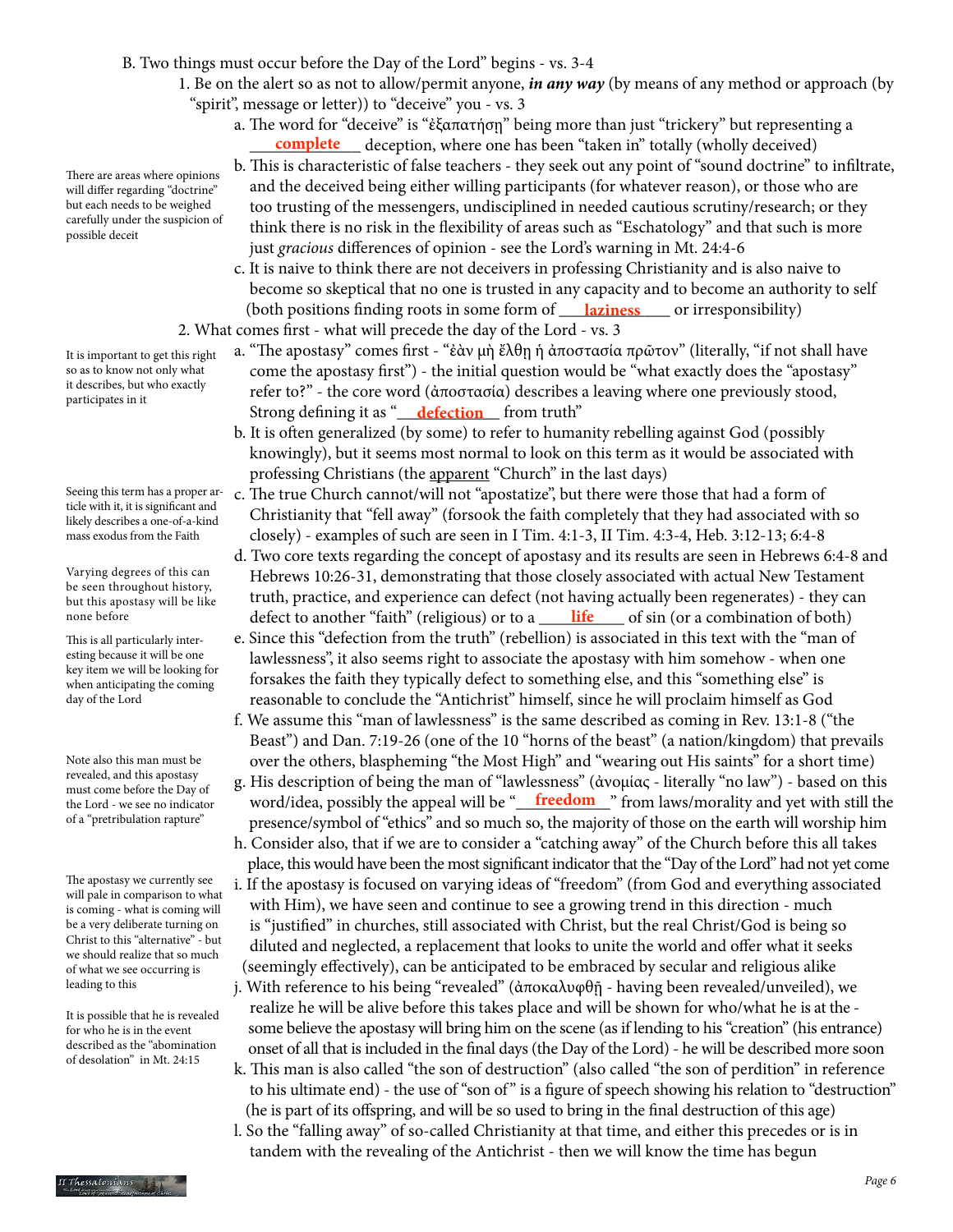B. Two things must occur before the Day of the Lord" begins - vs. 3-4

1. Be on the alert so as not to allow/permit anyone, ***in any way*** (by means of any method or approach (by "spirit", message or letter)) to "deceive" you - vs. 3

   a. The word for "deceive" is "ἐξαπατήσῃ" being more than just "trickery" but representing a ___**complete**___ deception, where one has been "taken in" totally (wholly deceived)

   b. This is characteristic of false teachers - they seek out any point of "sound doctrine" to infiltrate, and the deceived being either willing participants (for whatever reason), or those who are too trusting of the messengers, undisciplined in needed cautious scrutiny/research; or they think there is no risk in the flexibility of areas such as "Eschatology" and that such is more just *gracious* differences of opinion - see the Lord's warning in Mt. 24:4-6

   > There are areas where opinions will differ regarding "doctrine" but each needs to be weighed carefully under the suspicion of possible deceit

   c. It is naive to think there are not deceivers in professing Christianity and is also naive to become so skeptical that no one is trusted in any capacity and to become an authority to self (both positions finding roots in some form of ___**laziness**___ or irresponsibility)

2. What comes first - what will precede the day of the Lord - vs. 3

   a. "The apostasy" comes first - "ἐὰν μὴ ἔλθῃ ἡ ἀποστασία πρῶτον" (literally, "if not shall have come the apostasy first") - the initial question would be "what exactly does the "apostasy" refer to?" - the core word (ἀποστασία) describes a leaving where one previously stood, Strong defining it as "___**defection**___ from truth"

   > It is important to get this right so as to know not only what it describes, but who exactly participates in it

   b. It is often generalized (by some) to refer to humanity rebelling against God (possibly knowingly), but it seems most normal to look on this term as it would be associated with professing Christians (the <u>apparent</u> "Church" in the last days)

   c. The true Church cannot/will not "apostatize", but there were those that had a form of Christianity that "fell away" (forsook the faith completely that they had associated with so closely) - examples of such are seen in I Tim. 4:1-3, II Tim. 4:3-4, Heb. 3:12-13; 6:4-8

   > Seeing this term has a proper article with it, it is significant and likely describes a one-of-a-kind mass exodus from the Faith

   d. Two core texts regarding the concept of apostasy and its results are seen in Hebrews 6:4-8 and Hebrews 10:26-31, demonstrating that those closely associated with actual New Testament truth, practice, and experience can defect (not having actually been regenerated) - they can defect to another "faith" (religious) or to a ___**life**___ of sin (or a combination of both)

   > Varying degrees of this can be seen throughout history, but this apostasy will be like none before

   e. Since this "defection from the truth" (rebellion) is associated in this text with the "man of lawlessness", it also seems right to associate the apostasy with him somehow - when one forsakes the faith they typically defect to something else, and this "something else" is reasonable to conclude the "Antichrist" himself, since he will proclaim himself as God

   > This is all particularly interesting because it will be one key item we will be looking for when anticipating the coming day of the Lord

   f. We assume this "man of lawlessness" is the same described as coming in Rev. 13:1-8 ("the Beast") and Dan. 7:19-26 (one of the 10 "horns of the beast" (a nation/kingdom) that prevails over the others, blaspheming "the Most High" and "wearing out His saints" for a short time)

   g. His description of being the man of "lawlessness" (ἀνομίας - literally "no law") - based on this word/idea, possibly the appeal will be "___**freedom**___" from laws/morality and yet with still the presence/symbol of "ethics" and so much so, the majority of those on the earth will worship him

   > Note also this man must be revealed, and this apostasy must come before the Day of the Lord - we see no indicator of a "pretribulation rapture"

   h. Consider also, that if we are to consider a "catching away" of the Church before this all takes place, this would have been the most significant indicator that the "Day of the Lord" had not yet come

   i. If the apostasy is focused on varying ideas of "freedom" (from God and everything associated with Him), we have seen and continue to see a growing trend in this direction - much is "justified" in churches, still associated with Christ, but the real Christ/God is being so diluted and neglected, a replacement that looks to unite the world and offer what it seeks (seemingly effectively), can be anticipated to be embraced by secular and religious alike

   > The apostasy we currently see will pale in comparison to what is coming - what is coming will be a very deliberate turning on Christ to this "alternative" - but we should realize that so much of what we see occurring is leading to this

   j. With reference to his being "revealed" (ἀποκαλυφθῇ - having been revealed/unveiled), we realize he will be alive before this takes place and will be shown for who/what he is at the - some believe the apostasy will bring him on the scene (as if lending to his "creation" (his entrance) onset of all that is included in the final days (the Day of the Lord) - he will be described more soon

   > It is possible that he is revealed for who he is in the event described as the "abomination of desolation" in Mt. 24:15

   k. This man is also called "the son of destruction" (also called "the son of perdition" in reference to his ultimate end) - the use of "son of" is a figure of speech showing his relation to "destruction" (he is part of its offspring, and will be so used to bring in the final destruction of this age)

   l. So the "falling away" of so-called Christianity at that time, and either this precedes or is in tandem with the revealing of the Antichrist - then we will know the time has begun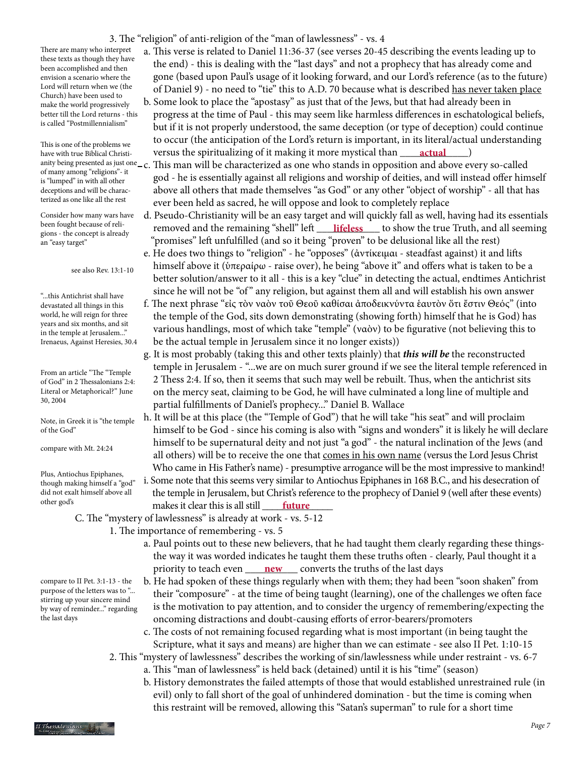3. The "religion" of anti-religion of the "man of lawlessness" - vs. 4

a. This verse is related to Daniel 11:36-37 (see verses 20-45 describing the events leading up to the end) - this is dealing with the "last days" and not a prophecy that has already come and gone (based upon Paul's usage of it looking forward, and our Lord's reference (as to the future) of Daniel 9) - no need to "tie" this to A.D. 70 because what is described has never taken place

There are many who interpret these texts as though they have been accomplished and then envision a scenario where the Lord will return when we (the Church) have been used to make the world progressively better till the Lord returns - this is called "Postmillennialism"

b. Some look to place the "apostasy" as just that of the Jews, but that had already been in progress at the time of Paul - this may seem like harmless differences in eschatological beliefs, but if it is not properly understood, the same deception (or type of deception) could continue to occur (the anticipation of the Lord's return is important, in its literal/actual understanding versus the spiritualizing of it making it more mystical than ____actual____)

This is one of the problems we have with true Biblical Christianity being presented as just one of many among "religions"- it is "lumped" in with all other deceptions and will be characterized as one like all the rest

c. This man will be characterized as one who stands in opposition and above every so-called god - he is essentially against all religions and worship of deities, and will instead offer himself above all others that made themselves "as God" or any other "object of worship" - all that has ever been held as sacred, he will oppose and look to completely replace

Consider how many wars have been fought because of religions - the concept is already an "easy target"

d. Pseudo-Christianity will be an easy target and will quickly fall as well, having had its essentials removed and the remaining "shell" left ____lifeless____ to show the true Truth, and all seeming "promises" left unfulfilled (and so it being "proven" to be delusional like all the rest)

e. He does two things to "religion" - he "opposes" (ἀντίκειμαι - steadfast against) it and lifts himself above it (ὑπεραίρω - raise over), he being "above it" and offers what is taken to be a better solution/answer to it all - this is a key "clue" in detecting the actual, endtimes Antichrist since he will not be "of" any religion, but against them all and will establish his own answer

see also Rev. 13:1-10

f. The next phrase "εἰς τὸν ναὸν τοῦ Θεοῦ καθίσαι ἀποδεικνύντα ἑαυτὸν ὅτι ἔστιν Θεός" (into the temple of the God, sits down demonstrating (showing forth) himself that he is God) has various handlings, most of which take "temple" (ναὸν) to be figurative (not believing this to be the actual temple in Jerusalem since it no longer exists))

"...this Antichrist shall have devastated all things in this world, he will reign for three years and six months, and sit in the temple at Jerusalem..." Irenaeus, Against Heresies, 30.4

g. It is most probably (taking this and other texts plainly) that ***this will be*** the reconstructed temple in Jerusalem - "...we are on much surer ground if we see the literal temple referenced in 2 Thess 2:4. If so, then it seems that such may well be rebuilt. Thus, when the antichrist sits on the mercy seat, claiming to be God, he will have culminated a long line of multiple and partial fulfillments of Daniel's prophecy..." Daniel B. Wallace

From an article "The "Temple of God" in 2 Thessalonians 2:4: Literal or Metaphorical?" June 30, 2004

h. It will be at this place (the "Temple of God") that he will take "his seat" and will proclaim himself to be God - since his coming is also with "signs and wonders" it is likely he will declare himself to be supernatural deity and not just "a god" - the natural inclination of the Jews (and all others) will be to receive the one that comes in his own name (versus the Lord Jesus Christ Who came in His Father's name) - presumptive arrogance will be the most impressive to mankind!

Note, in Greek it is "the temple of the God"

compare with Mt. 24:24

i. Some note that this seems very similar to Antiochus Epiphanes in 168 B.C., and his desecration of the temple in Jerusalem, but Christ's reference to the prophecy of Daniel 9 (well after these events) makes it clear this is all still ____future____

Plus, Antiochus Epiphanes, though making himself a "god" did not exalt himself above all other god's

C. The "mystery of lawlessness" is already at work - vs. 5-12

1. The importance of remembering - vs. 5

a. Paul points out to these new believers, that he had taught them clearly regarding these things- the way it was worded indicates he taught them these truths often - clearly, Paul thought it a priority to teach even ____new____ converts the truths of the last days

b. He had spoken of these things regularly when with them; they had been "soon shaken" from their "composure" - at the time of being taught (learning), one of the challenges we often face is the motivation to pay attention, and to consider the urgency of remembering/expecting the oncoming distractions and doubt-causing efforts of error-bearers/promoters

compare to II Pet. 3:1-13 - the purpose of the letters was to "...stirring up your sincere mind by way of reminder..." regarding the last days

c. The costs of not remaining focused regarding what is most important (in being taught the Scripture, what it says and means) are higher than we can estimate - see also II Pet. 1:10-15

2. This "mystery of lawlessness" describes the working of sin/lawlessness while under restraint - vs. 6-7

a. This "man of lawlessness" is held back (detained) until it is his "time" (season)

b. History demonstrates the failed attempts of those that would established unrestrained rule (in evil) only to fall short of the goal of unhindered domination - but the time is coming when this restraint will be removed, allowing this "Satan's superman" to rule for a short time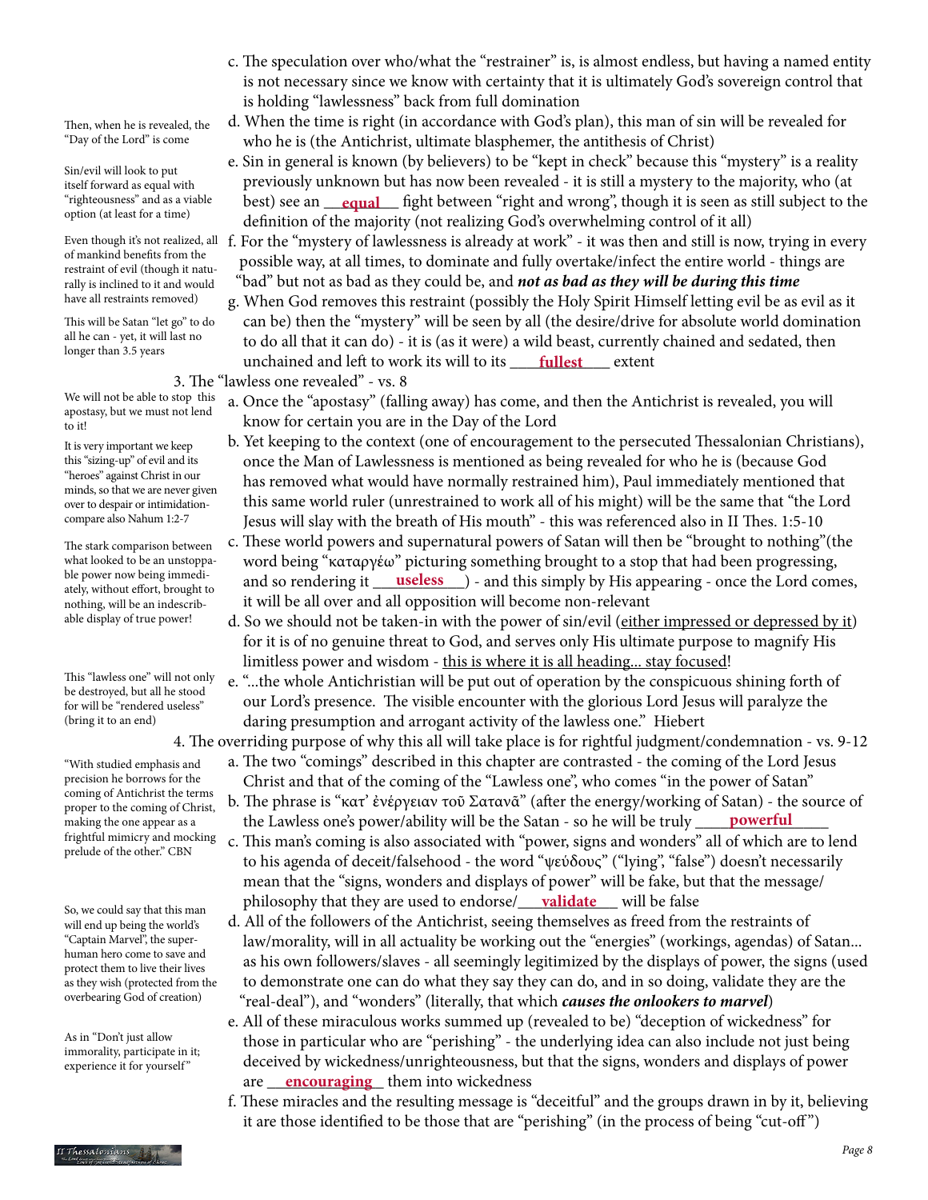c. The speculation over who/what the "restrainer" is, is almost endless, but having a named entity is not necessary since we know with certainty that it is ultimately God's sovereign control that is holding "lawlessness" back from full domination

Then, when he is revealed, the "Day of the Lord" is come

d. When the time is right (in accordance with God's plan), this man of sin will be revealed for who he is (the Antichrist, ultimate blasphemer, the antithesis of Christ)

Sin/evil will look to put itself forward as equal with "righteousness" and as a viable option (at least for a time)

e. Sin in general is known (by believers) to be "kept in check" because this "mystery" is a reality previously unknown but has now been revealed - it is still a mystery to the majority, who (at best) see an __**equal**__ fight between "right and wrong", though it is seen as still subject to the definition of the majority (not realizing God's overwhelming control of it all)

Even though it's not realized, all of mankind benefits from the restraint of evil (though it naturally is inclined to it and would have all restraints removed)

f. For the "mystery of lawlessness is already at work" - it was then and still is now, trying in every possible way, at all times, to dominate and fully overtake/infect the entire world - things are "bad" but not as bad as they could be, and ***not as bad as they will be during this time***

This will be Satan "let go" to do all he can - yet, it will last no longer than 3.5 years

g. When God removes this restraint (possibly the Holy Spirit Himself letting evil be as evil as it can be) then the "mystery" will be seen by all (the desire/drive for absolute world domination to do all that it can do) - it is (as it were) a wild beast, currently chained and sedated, then unchained and left to work its will to its ____**fullest**____ extent

3. The "lawless one revealed" - vs. 8

We will not be able to stop this apostasy, but we must not lend to it!

a. Once the "apostasy" (falling away) has come, and then the Antichrist is revealed, you will know for certain you are in the Day of the Lord

It is very important we keep this "sizing-up" of evil and its "heroes" against Christ in our minds, so that we are never given over to despair or intimidation- compare also Nahum 1:2-7

b. Yet keeping to the context (one of encouragement to the persecuted Thessalonian Christians), once the Man of Lawlessness is mentioned as being revealed for who he is (because God has removed what would have normally restrained him), Paul immediately mentioned that this same world ruler (unrestrained to work all of his might) will be the same that "the Lord Jesus will slay with the breath of His mouth" - this was referenced also in II Thes. 1:5-10

The stark comparison between what looked to be an unstoppable power now being immediately, without effort, brought to nothing, will be an indescribable display of true power!

c. These world powers and supernatural powers of Satan will then be "brought to nothing"(the word being "καταργέω" picturing something brought to a stop that had been progressing, and so rendering it ___**useless**___) - and this simply by His appearing - once the Lord comes, it will be all over and all opposition will become non-relevant

d. So we should not be taken-in with the power of sin/evil (<u>either impressed or depressed by it</u>) for it is of no genuine threat to God, and serves only His ultimate purpose to magnify His limitless power and wisdom - <u>this is where it is all heading... stay focused</u>!

This "lawless one" will not only be destroyed, but all he stood for will be "rendered useless" (bring it to an end)

e. "...the whole Antichristian will be put out of operation by the conspicuous shining forth of our Lord's presence. The visible encounter with the glorious Lord Jesus will paralyze the daring presumption and arrogant activity of the lawless one." Hiebert

4. The overriding purpose of why this all will take place is for rightful judgment/condemnation - vs. 9-12

"With studied emphasis and precision he borrows for the coming of Antichrist the terms proper to the coming of Christ, making the one appear as a frightful mimicry and mocking prelude of the other." CBN

a. The two "comings" described in this chapter are contrasted - the coming of the Lord Jesus Christ and that of the coming of the "Lawless one", who comes "in the power of Satan"

b. The phrase is "κατ' ἐνέργειαν τοῦ Σατανᾶ" (after the energy/working of Satan) - the source of the Lawless one's power/ability will be the Satan - so he will be truly ____**powerful**____

c. This man's coming is also associated with "power, signs and wonders" all of which are to lend to his agenda of deceit/falsehood - the word "ψεύδους" ("lying", "false") doesn't necessarily mean that the "signs, wonders and displays of power" will be fake, but that the message/philosophy that they are used to endorse/___**validate**___ will be false

So, we could say that this man will end up being the world's "Captain Marvel", the super-human hero come to save and protect them to live their lives as they wish (protected from the overbearing God of creation)

d. All of the followers of the Antichrist, seeing themselves as freed from the restraints of law/morality, will in all actuality be working out the "energies" (workings, agendas) of Satan... as his own followers/slaves - all seemingly legitimized by the displays of power, the signs (used to demonstrate one can do what they say they can do, and in so doing, validate they are the "real-deal"), and "wonders" (literally, that which ***causes the onlookers to marvel***)

As in "Don't just allow immorality, participate in it; experience it for yourself"

e. All of these miraculous works summed up (revealed to be) "deception of wickedness" for those in particular who are "perishing" - the underlying idea can also include not just being deceived by wickedness/unrighteousness, but that the signs, wonders and displays of power are ___**encouraging**___ them into wickedness

f. These miracles and the resulting message is "deceitful" and the groups drawn in by it, believing it are those identified to be those that are "perishing" (in the process of being "cut-off")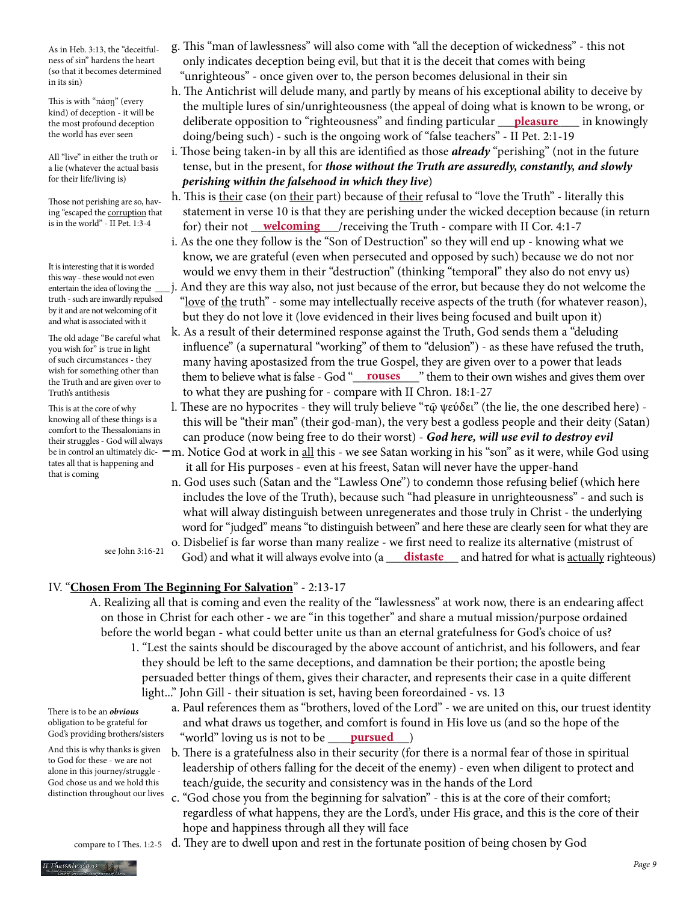g. This "man of lawlessness" will also come with "all the deception of wickedness" - this not only indicates deception being evil, but that it is the deceit that comes with being "unrighteous" - once given over to, the person becomes delusional in their sin

As in Heb. 3:13, the "deceitfulness of sin" hardens the heart (so that it becomes determined in its sin)

h. The Antichrist will delude many, and partly by means of his exceptional ability to deceive by the multiple lures of sin/unrighteousness (the appeal of doing what is known to be wrong, or deliberate opposition to "righteousness" and finding particular **pleasure** in knowingly doing/being such) - such is the ongoing work of "false teachers" - II Pet. 2:1-19

This is with "πάσῃ" (every kind) of deception - it will be the most profound deception the world has ever seen

i. Those being taken-in by all this are identified as those ***already*** "perishing" (not in the future tense, but in the present, for ***those without the Truth are assuredly, constantly, and slowly perishing within the falsehood in which they live***)

All "live" in either the truth or a lie (whatever the actual basis for their life/living is)

h. This is their case (on their part) because of their refusal to "love the Truth" - literally this statement in verse 10 is that they are perishing under the wicked deception because (in return for) their not **welcoming**/receiving the Truth - compare with II Cor. 4:1-7

Those not perishing are so, having "escaped the corruption that is in the world" - II Pet. 1:3-4

i. As the one they follow is the "Son of Destruction" so they will end up - knowing what we know, we are grateful (even when persecuted and opposed by such) because we do not nor would we envy them in their "destruction" (thinking "temporal" they also do not envy us)

j. And they are this way also, not just because of the error, but because they do not welcome the "love of the truth" - some may intellectually receive aspects of the truth (for whatever reason), but they do not love it (love evidenced in their lives being focused and built upon it)

It is interesting that it is worded this way - these would not even entertain the idea of loving the truth - such are inwardly repulsed by it and are not welcoming of it and what is associated with it

k. As a result of their determined response against the Truth, God sends them a "deluding influence" (a supernatural "working" of them to "delusion") - as these have refused the truth, many having apostasized from the true Gospel, they are given over to a power that leads them to believe what is false - God "**rouses**" them to their own wishes and gives them over to what they are pushing for - compare with II Chron. 18:1-27

The old adage "Be careful what you wish for" is true in light of such circumstances - they wish for something other than the Truth and are given over to Truth's antithesis

l. These are no hypocrites - they will truly believe "τῷ ψεύδει" (the lie, the one described here) - this will be "their man" (their god-man), the very best a godless people and their deity (Satan) can produce (now being free to do their worst) - ***God here, will use evil to destroy evil***

m. Notice God at work in all this - we see Satan working in his "son" as it were, while God using it all for His purposes - even at his freest, Satan will never have the upper-hand

This is at the core of why knowing all of these things is a comfort to the Thessalonians in their struggles - God will always be in control an ultimately dictates all that is happening and that is coming

n. God uses such (Satan and the "Lawless One") to condemn those refusing belief (which here includes the love of the Truth), because such "had pleasure in unrighteousness" - and such is what will alway distinguish between unregenerates and those truly in Christ - the underlying word for "judged" means "to distinguish between" and here these are clearly seen for what they are

o. Disbelief is far worse than many realize - we first need to realize its alternative (mistrust of God) and what it will always evolve into (a **distaste** and hatred for what is actually righteous)

see John 3:16-21

## IV. "Chosen From The Beginning For Salvation" - 2:13-17

A. Realizing all that is coming and even the reality of the "lawlessness" at work now, there is an endearing affect on those in Christ for each other - we are "in this together" and share a mutual mission/purpose ordained before the world began - what could better unite us than an eternal gratefulness for God's choice of us?

1. "Lest the saints should be discouraged by the above account of antichrist, and his followers, and fear they should be left to the same deceptions, and damnation be their portion; the apostle being persuaded better things of them, gives their character, and represents their case in a quite different light..." John Gill - their situation is set, having been foreordained - vs. 13

a. Paul references them as "brothers, loved of the Lord" - we are united on this, our truest identity and what draws us together, and comfort is found in His love us (and so the hope of the "world" loving us is not to be **pursued**)

There is to be an ***obvious*** obligation to be grateful for God's providing brothers/sisters

b. There is a gratefulness also in their security (for there is a normal fear of those in spiritual leadership of others falling for the deceit of the enemy) - even when diligent to protect and teach/guide, the security and consistency was in the hands of the Lord

And this is why thanks is given to God for these - we are not alone in this journey/struggle - God chose us and we hold this distinction throughout our lives

c. "God chose you from the beginning for salvation" - this is at the core of their comfort; regardless of what happens, they are the Lord's, under His grace, and this is the core of their hope and happiness through all they will face

d. They are to dwell upon and rest in the fortunate position of being chosen by God

compare to I Thes. 1:2-5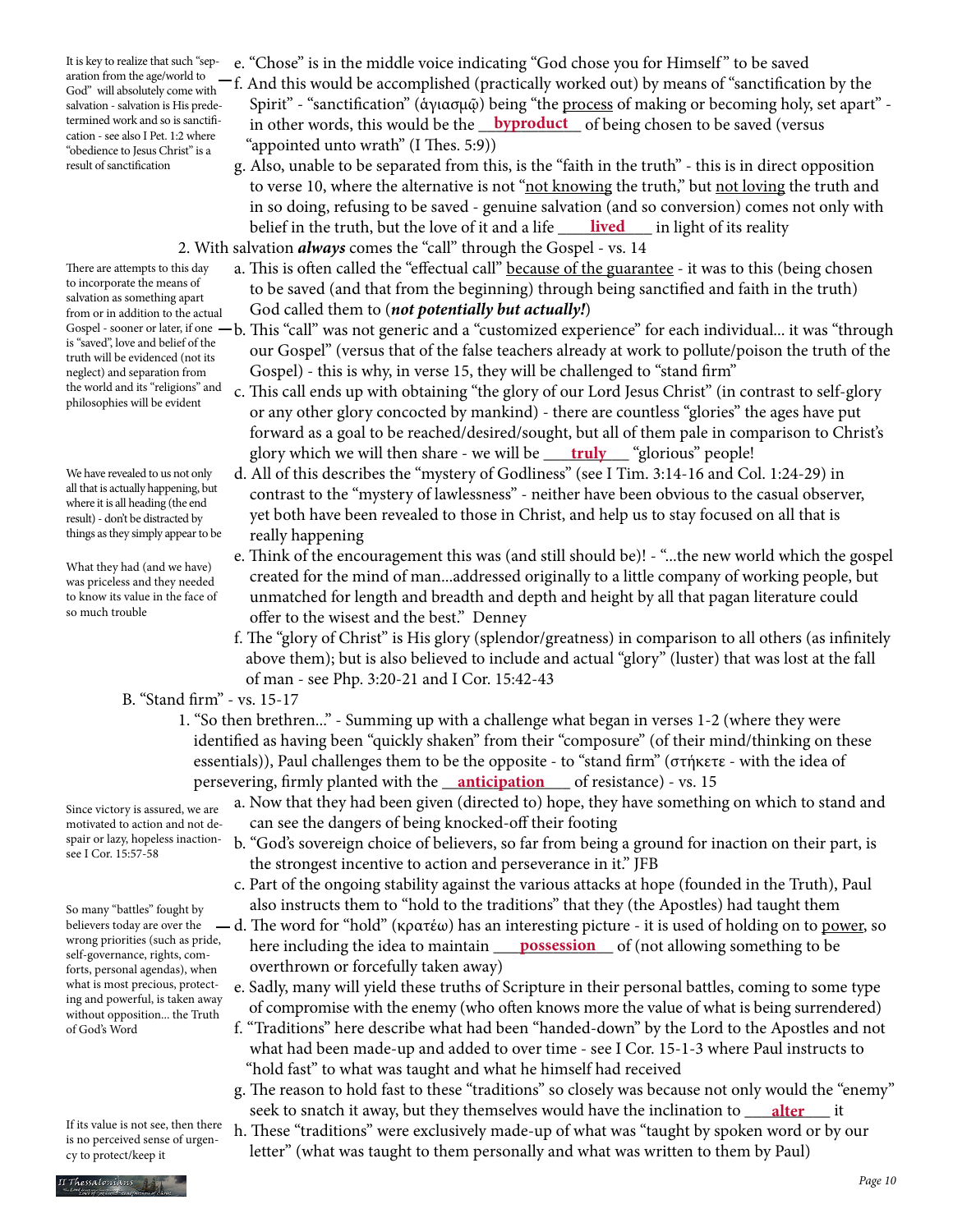e. "Chose" is in the middle voice indicating "God chose you for Himself" to be saved

> It is key to realize that such "separation from the age/world to God" will absolutely come with salvation - salvation is His predetermined work and so is sanctification - see also I Pet. 1:2 where "obedience to Jesus Christ" is a result of sanctification

f. And this would be accomplished (practically worked out) by means of "sanctification by the Spirit" - "sanctification" (ἁγιασμῷ) being "the process of making or becoming holy, set apart" - in other words, this would be the **byproduct** of being chosen to be saved (versus "appointed unto wrath" (I Thes. 5:9))

g. Also, unable to be separated from this, is the "faith in the truth" - this is in direct opposition to verse 10, where the alternative is not "not knowing the truth," but not loving the truth and in so doing, refusing to be saved - genuine salvation (and so conversion) comes not only with belief in the truth, but the love of it and a life **lived** in light of its reality

2. With salvation ***always*** comes the "call" through the Gospel - vs. 14

a. This is often called the "effectual call" because of the guarantee - it was to this (being chosen to be saved (and that from the beginning) through being sanctified and faith in the truth) God called them to (***not potentially but actually!***)

> There are attempts to this day to incorporate the means of salvation as something apart from or in addition to the actual Gospel - sooner or later, if one is "saved", love and belief of the truth will be evidenced (not its neglect) and separation from the world and its "religions" and philosophies will be evident

b. This "call" was not generic and a "customized experience" for each individual... it was "through our Gospel" (versus that of the false teachers already at work to pollute/poison the truth of the Gospel) - this is why, in verse 15, they will be challenged to "stand firm"

c. This call ends up with obtaining "the glory of our Lord Jesus Christ" (in contrast to self-glory or any other glory concocted by mankind) - there are countless "glories" the ages have put forward as a goal to be reached/desired/sought, but all of them pale in comparison to Christ's glory which we will then share - we will be **truly** "glorious" people!

d. All of this describes the "mystery of Godliness" (see I Tim. 3:14-16 and Col. 1:24-29) in contrast to the "mystery of lawlessness" - neither have been obvious to the casual observer, yet both have been revealed to those in Christ, and help us to stay focused on all that is really happening

> We have revealed to us not only all that is actually happening, but where it is all heading (the end result) - don't be distracted by things as they simply appear to be

e. Think of the encouragement this was (and still should be)! - "...the new world which the gospel created for the mind of man...addressed originally to a little company of working people, but unmatched for length and breadth and depth and height by all that pagan literature could offer to the wisest and the best." Denney

> What they had (and we have) was priceless and they needed to know its value in the face of so much trouble

f. The "glory of Christ" is His glory (splendor/greatness) in comparison to all others (as infinitely above them); but is also believed to include and actual "glory" (luster) that was lost at the fall of man - see Php. 3:20-21 and I Cor. 15:42-43

B. "Stand firm" - vs. 15-17

1. "So then brethren..." - Summing up with a challenge what began in verses 1-2 (where they were identified as having been "quickly shaken" from their "composure" (of their mind/thinking on these essentials)), Paul challenges them to be the opposite - to "stand firm" (στήκετε - with the idea of persevering, firmly planted with the **anticipation** of resistance) - vs. 15

a. Now that they had been given (directed to) hope, they have something on which to stand and can see the dangers of being knocked-off their footing

> Since victory is assured, we are motivated to action and not despair or lazy, hopeless inaction- see I Cor. 15:57-58

b. "God's sovereign choice of believers, so far from being a ground for inaction on their part, is the strongest incentive to action and perseverance in it." JFB

c. Part of the ongoing stability against the various attacks at hope (founded in the Truth), Paul also instructs them to "hold to the traditions" that they (the Apostles) had taught them

d. The word for "hold" (κρατέω) has an interesting picture - it is used of holding on to power, so here including the idea to maintain **possession** of (not allowing something to be overthrown or forcefully taken away)

> So many "battles" fought by believers today are over the wrong priorities (such as pride, self-governance, rights, comforts, personal agendas), when what is most precious, protecting and powerful, is taken away without opposition... the Truth of God's Word

e. Sadly, many will yield these truths of Scripture in their personal battles, coming to some type of compromise with the enemy (who often knows more the value of what is being surrendered)

f. "Traditions" here describe what had been "handed-down" by the Lord to the Apostles and not what had been made-up and added to over time - see I Cor. 15-1-3 where Paul instructs to "hold fast" to what was taught and what he himself had received

g. The reason to hold fast to these "traditions" so closely was because not only would the "enemy" seek to snatch it away, but they themselves would have the inclination to **alter** it

h. These "traditions" were exclusively made-up of what was "taught by spoken word or by our letter" (what was taught to them personally and what was written to them by Paul)

> If its value is not see, then there is no perceived sense of urgency to protect/keep it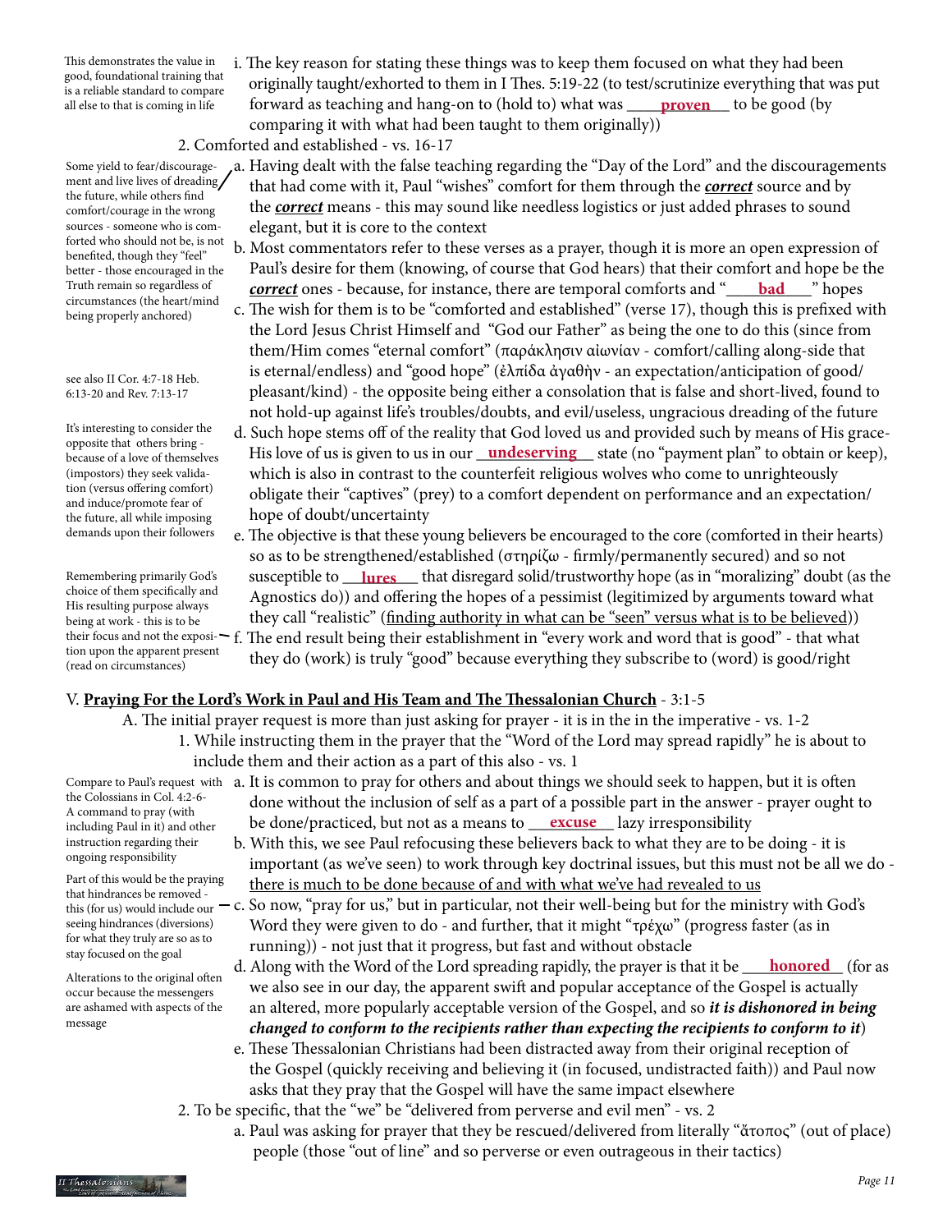This demonstrates the value in good, foundational training that is a reliable standard to compare all else to that is coming in life

i. The key reason for stating these things was to keep them focused on what they had been originally taught/exhorted to them in I Thes. 5:19-22 (to test/scrutinize everything that was put forward as teaching and hang-on to (hold to) what was ____**proven**___ to be good (by comparing it with what had been taught to them originally))

2. Comforted and established - vs. 16-17

Some yield to fear/discouragement and live lives of dreading the future, while others find comfort/courage in the wrong sources - someone who is comforted who should not be, is not benefited, though they "feel" better - those encouraged in the Truth remain so regardless of circumstances (the heart/mind being properly anchored)

a. Having dealt with the false teaching regarding the "Day of the Lord" and the discouragements that had come with it, Paul "wishes" comfort for them through the ***correct*** source and by the ***correct*** means - this may sound like needless logistics or just added phrases to sound elegant, but it is core to the context

b. Most commentators refer to these verses as a prayer, though it is more an open expression of Paul's desire for them (knowing, of course that God hears) that their comfort and hope be the ***correct*** ones - because, for instance, there are temporal comforts and "____**bad**____" hopes

c. The wish for them is to be "comforted and established" (verse 17), though this is prefixed with the Lord Jesus Christ Himself and "God our Father" as being the one to do this (since from them/Him comes "eternal comfort" (παράκλησιν αἰωνίαν - comfort/calling along-side that is eternal/endless) and "good hope" (ἐλπίδα ἀγαθὴν - an expectation/anticipation of good/pleasant/kind) - the opposite being either a consolation that is false and short-lived, found to not hold-up against life's troubles/doubts, and evil/useless, ungracious dreading of the future

see also II Cor. 4:7-18 Heb. 6:13-20 and Rev. 7:13-17

It's interesting to consider the opposite that others bring - because of a love of themselves (impostors) they seek validation (versus offering comfort) and induce/promote fear of the future, all while imposing demands upon their followers

d. Such hope stems off of the reality that God loved us and provided such by means of His grace- His love of us is given to us in our __**undeserving**__ state (no "payment plan" to obtain or keep), which is also in contrast to the counterfeit religious wolves who come to unrighteously obligate their "captives" (prey) to a comfort dependent on performance and an expectation/hope of doubt/uncertainty

Remembering primarily God's choice of them specifically and His resulting purpose always being at work - this is to be their focus and not the exposition upon the apparent present (read on circumstances)

e. The objective is that these young believers be encouraged to the core (comforted in their hearts) so as to be strengthened/established (στηρίζω - firmly/permanently secured) and so not susceptible to __**lures**___ that disregard solid/trustworthy hope (as in "moralizing" doubt (as the Agnostics do)) and offering the hopes of a pessimist (legitimized by arguments toward what they call "realistic" (<u>finding authority in what can be "seen" versus what is to be believed</u>))

f. The end result being their establishment in "every work and word that is good" - that what they do (work) is truly "good" because everything they subscribe to (word) is good/right

V. **<u>Praying For the Lord's Work in Paul and His Team and The Thessalonian Church</u>** - 3:1-5

A. The initial prayer request is more than just asking for prayer - it is in the in the imperative - vs. 1-2

1. While instructing them in the prayer that the "Word of the Lord may spread rapidly" he is about to include them and their action as a part of this also - vs. 1

Compare to Paul's request with the Colossians in Col. 4:2-6- A command to pray (with including Paul in it) and other instruction regarding their ongoing responsibility

a. It is common to pray for others and about things we should seek to happen, but it is often done without the inclusion of self as a part of a possible part in the answer - prayer ought to be done/practiced, but not as a means to __**excuse**__ lazy irresponsibility

b. With this, we see Paul refocusing these believers back to what they are to be doing - it is important (as we've seen) to work through key doctrinal issues, but this must not be all we do - <u>there is much to be done because of and with what we've had revealed to us</u>

Part of this would be the praying that hindrances be removed - this (for us) would include our seeing hindrances (diversions) for what they truly are so as to stay focused on the goal

c. So now, "pray for us," but in particular, not their well-being but for the ministry with God's Word they were given to do - and further, that it might "τρέχω" (progress faster (as in running)) - not just that it progress, but fast and without obstacle

Alterations to the original often occur because the messengers are ashamed with aspects of the message

d. Along with the Word of the Lord spreading rapidly, the prayer is that it be ___**honored**__ (for as we also see in our day, the apparent swift and popular acceptance of the Gospel is actually an altered, more popularly acceptable version of the Gospel, and so ***it is dishonored in being changed to conform to the recipients rather than expecting the recipients to conform to it***)

e. These Thessalonian Christians had been distracted away from their original reception of the Gospel (quickly receiving and believing it (in focused, undistracted faith)) and Paul now asks that they pray that the Gospel will have the same impact elsewhere

2. To be specific, that the "we" be "delivered from perverse and evil men" - vs. 2

a. Paul was asking for prayer that they be rescued/delivered from literally "ἄτοπος" (out of place) people (those "out of line" and so perverse or even outrageous in their tactics)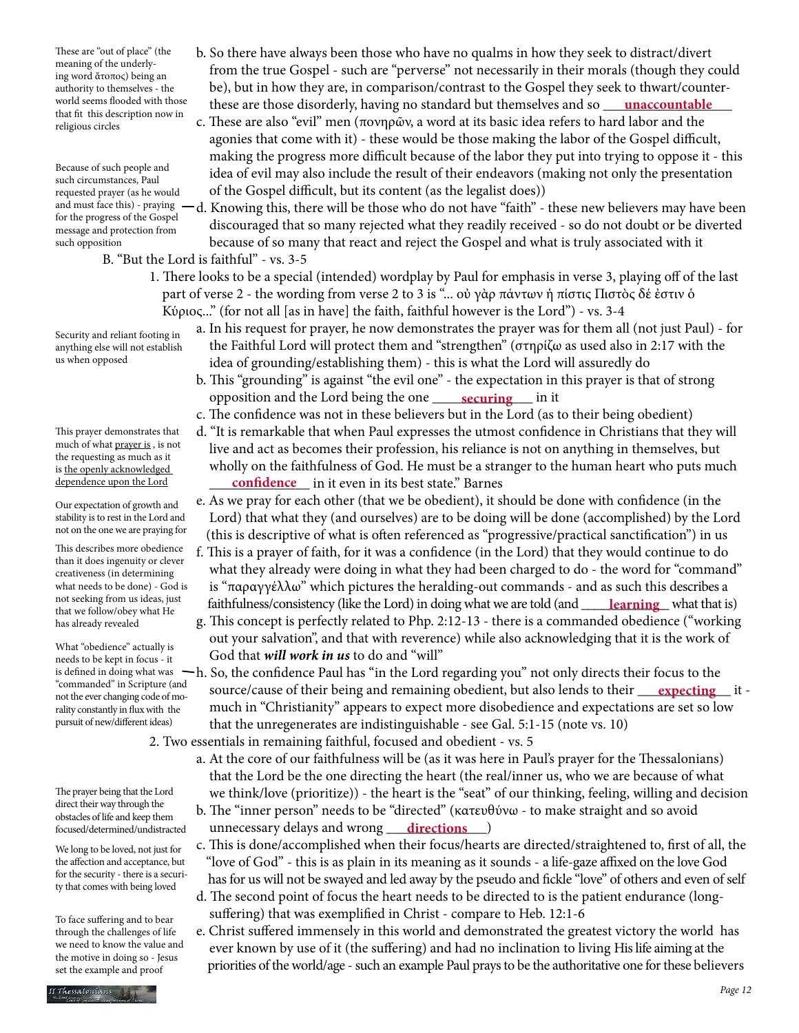These are "out of place" (the meaning of the underlying word ἄτοπος) being an authority to themselves - the world seems flooded with those that fit this description now in religious circles

b. So there have always been those who have no qualms in how they seek to distract/divert from the true Gospel - such are "perverse" not necessarily in their morals (though they could be), but in how they are, in comparison/contrast to the Gospel they seek to thwart/counter- these are those disorderly, having no standard but themselves and so ___**unaccountable**___

c. These are also "evil" men (πονηρῶν, a word at its basic idea refers to hard labor and the agonies that come with it) - these would be those making the labor of the Gospel difficult, making the progress more difficult because of the labor they put into trying to oppose it - this idea of evil may also include the result of their endeavors (making not only the presentation of the Gospel difficult, but its content (as the legalist does))

Because of such people and such circumstances, Paul requested prayer (as he would and must face this) - praying for the progress of the Gospel message and protection from such opposition

d. Knowing this, there will be those who do not have "faith" - these new believers may have been discouraged that so many rejected what they readily received - so do not doubt or be diverted because of so many that react and reject the Gospel and what is truly associated with it

B. "But the Lord is faithful" - vs. 3-5

1. There looks to be a special (intended) wordplay by Paul for emphasis in verse 3, playing off of the last part of verse 2 - the wording from verse 2 to 3 is "... οὐ γὰρ πάντων ἡ πίστις Πιστὸς δέ ἐστιν ὁ Κύριος..." (for not all [as in have] the faith, faithful however is the Lord") - vs. 3-4

Security and reliant footing in anything else will not establish us when opposed

a. In his request for prayer, he now demonstrates the prayer was for them all (not just Paul) - for the Faithful Lord will protect them and "strengthen" (στηρίζω as used also in 2:17 with the idea of grounding/establishing them) - this is what the Lord will assuredly do

b. This "grounding" is against "the evil one" - the expectation in this prayer is that of strong opposition and the Lord being the one ____**securing**___ in it

c. The confidence was not in these believers but in the Lord (as to their being obedient)

This prayer demonstrates that much of what prayer is , is not the requesting as much as it is the openly acknowledged dependence upon the Lord

d. "It is remarkable that when Paul expresses the utmost confidence in Christians that they will live and act as becomes their profession, his reliance is not on anything in themselves, but wholly on the faithfulness of God. He must be a stranger to the human heart who puts much ___**confidence**___ in it even in its best state." Barnes

Our expectation of growth and stability is to rest in the Lord and not on the one we are praying for

e. As we pray for each other (that we be obedient), it should be done with confidence (in the Lord) that what they (and ourselves) are to be doing will be done (accomplished) by the Lord (this is descriptive of what is often referenced as "progressive/practical sanctification") in us

This describes more obedience than it does ingenuity or clever creativeness (in determining what needs to be done) - God is not seeking from us ideas, just that we follow/obey what He has already revealed

f. This is a prayer of faith, for it was a confidence (in the Lord) that they would continue to do what they already were doing in what they had been charged to do - the word for "command" is "παραγγέλλω" which pictures the heralding-out commands - and as such this describes a faithfulness/consistency (like the Lord) in doing what we are told (and ____**learning**___ what that is)

g. This concept is perfectly related to Php. 2:12-13 - there is a commanded obedience ("working out your salvation", and that with reverence) while also acknowledging that it is the work of God that ***will work in us*** to do and "will"

What "obedience" actually is needs to be kept in focus - it is defined in doing what was "commanded" in Scripture (and not the ever changing code of morality constantly in flux with the pursuit of new/different ideas)

h. So, the confidence Paul has "in the Lord regarding you" not only directs their focus to the source/cause of their being and remaining obedient, but also lends to their ___**expecting**___ it - much in "Christianity" appears to expect more disobedience and expectations are set so low that the unregenerates are indistinguishable - see Gal. 5:1-15 (note vs. 10)

2. Two essentials in remaining faithful, focused and obedient - vs. 5

a. At the core of our faithfulness will be (as it was here in Paul's prayer for the Thessalonians) that the Lord be the one directing the heart (the real/inner us, who we are because of what we think/love (prioritize)) - the heart is the "seat" of our thinking, feeling, willing and decision

The prayer being that the Lord direct their way through the obstacles of life and keep them focused/determined/undistracted

b. The "inner person" needs to be "directed" (κατευθύνω - to make straight and so avoid unnecessary delays and wrong ___**directions**___)

We long to be loved, not just for the affection and acceptance, but for the security - there is a security that comes with being loved

c. This is done/accomplished when their focus/hearts are directed/straightened to, first of all, the "love of God" - this is as plain in its meaning as it sounds - a life-gaze affixed on the love God has for us will not be swayed and led away by the pseudo and fickle "love" of others and even of self

d. The second point of focus the heart needs to be directed to is the patient endurance (long-suffering) that was exemplified in Christ - compare to Heb. 12:1-6

To face suffering and to bear through the challenges of life we need to know the value and the motive in doing so - Jesus set the example and proof

e. Christ suffered immensely in this world and demonstrated the greatest victory the world has ever known by use of it (the suffering) and had no inclination to living His life aiming at the priorities of the world/age - such an example Paul prays to be the authoritative one for these believers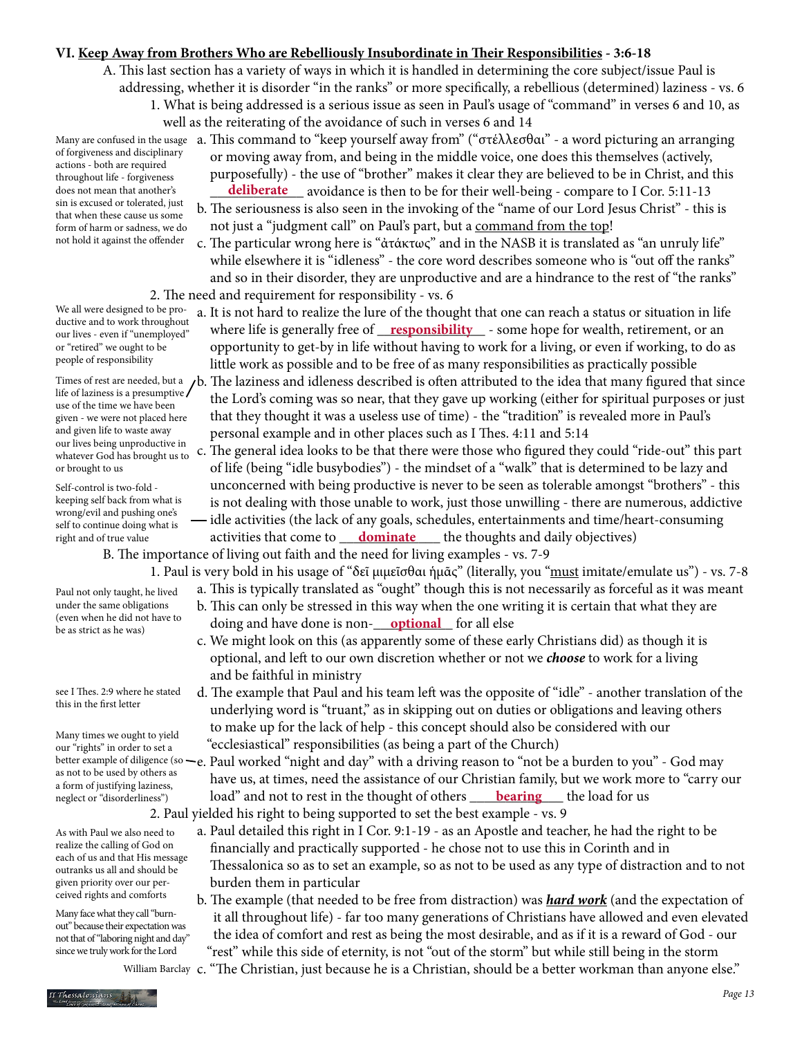## VI. <u>Keep Away from Brothers Who are Rebelliously Insubordinate in Their Responsibilities</u> - 3:6-18

A. This last section has a variety of ways in which it is handled in determining the core subject/issue Paul is addressing, whether it is disorder "in the ranks" or more specifically, a rebellious (determined) laziness - vs. 6

1. What is being addressed is a serious issue as seen in Paul's usage of "command" in verses 6 and 10, as well as the reiterating of the avoidance of such in verses 6 and 14

> Many are confused in the usage of forgiveness and disciplinary actions - both are required throughout life - forgiveness does not mean that another's sin is excused or tolerated, just that when these cause us some form of harm or sadness, we do not hold it against the offender

a. This command to "keep yourself away from" ("στέλλεσθαι" - a word picturing an arranging or moving away from, and being in the middle voice, one does this themselves (actively, purposefully) - the use of "brother" makes it clear they are believed to be in Christ, and this ___**deliberate**___ avoidance is then to be for their well-being - compare to I Cor. 5:11-13

b. The seriousness is also seen in the invoking of the "name of our Lord Jesus Christ" - this is not just a "judgment call" on Paul's part, but a <u>command from the top</u>!

c. The particular wrong here is "ἀτάκτως" and in the NASB it is translated as "an unruly life" while elsewhere it is "idleness" - the core word describes someone who is "out off the ranks" and so in their disorder, they are unproductive and are a hindrance to the rest of "the ranks"

2. The need and requirement for responsibility - vs. 6

> We all were designed to be productive and to work throughout our lives - even if "unemployed" or "retired" we ought to be people of responsibility

a. It is not hard to realize the lure of the thought that one can reach a status or situation in life where life is generally free of ___**responsibility**___ - some hope for wealth, retirement, or an opportunity to get-by in life without having to work for a living, or even if working, to do as little work as possible and to be free of as many responsibilities as practically possible

> Times of rest are needed, but a life of laziness is a presumptive use of the time we have been given - we were not placed here and given life to waste away our lives being unproductive in whatever God has brought us to or brought to us

b. The laziness and idleness described is often attributed to the idea that many figured that since the Lord's coming was so near, that they gave up working (either for spiritual purposes or just that they thought it was a useless use of time) - the "tradition" is revealed more in Paul's personal example and in other places such as I Thes. 4:11 and 5:14

> Self-control is two-fold - keeping self back from what is wrong/evil and pushing one's self to continue doing what is right and of true value

c. The general idea looks to be that there were those who figured they could "ride-out" this part of life (being "idle busybodies") - the mindset of a "walk" that is determined to be lazy and unconcerned with being productive is never to be seen as tolerable amongst "brothers" - this is not dealing with those unable to work, just those unwilling - there are numerous, addictive idle activities (the lack of any goals, schedules, entertainments and time/heart-consuming activities that come to ___**dominate**___ the thoughts and daily objectives)

B. The importance of living out faith and the need for living examples - vs. 7-9

1. Paul is very bold in his usage of "δεῖ μιμεῖσθαι ἡμᾶς" (literally, you "<u>must</u> imitate/emulate us") - vs. 7-8

> Paul not only taught, he lived under the same obligations (even when he did not have to be as strict as he was)

a. This is typically translated as "ought" though this is not necessarily as forceful as it was meant

b. This can only be stressed in this way when the one writing it is certain that what they are doing and have done is non-___**optional**___ for all else

c. We might look on this (as apparently some of these early Christians did) as though it is optional, and left to our own discretion whether or not we ***choose*** to work for a living and be faithful in ministry

> see I Thes. 2:9 where he stated this in the first letter

d. The example that Paul and his team left was the opposite of "idle" - another translation of the underlying word is "truant," as in skipping out on duties or obligations and leaving others to make up for the lack of help - this concept should also be considered with our "ecclesiastical" responsibilities (as being a part of the Church)

> Many times we ought to yield our "rights" in order to set a better example of diligence (so as not to be used by others as a form of justifying laziness, neglect or "disorderliness")

e. Paul worked "night and day" with a driving reason to "not be a burden to you" - God may have us, at times, need the assistance of our Christian family, but we work more to "carry our load" and not to rest in the thought of others ___**bearing**___ the load for us

2. Paul yielded his right to being supported to set the best example - vs. 9

> As with Paul we also need to realize the calling of God on each of us and that His message outranks us all and should be given priority over our perceived rights and comforts

a. Paul detailed this right in I Cor. 9:1-19 - as an Apostle and teacher, he had the right to be financially and practically supported - he chose not to use this in Corinth and in Thessalonica so as to set an example, so as not to be used as any type of distraction and to not burden them in particular

> Many face what they call "burn-out" because their expectation was not that of "laboring night and day" since we truly work for the Lord

b. The example (that needed to be free from distraction) was ***<u>hard work</u>*** (and the expectation of it all throughout life) - far too many generations of Christians have allowed and even elevated the idea of comfort and rest as being the most desirable, and as if it is a reward of God - our "rest" while this side of eternity, is not "out of the storm" but while still being in the storm

> William Barclay

c. "The Christian, just because he is a Christian, should be a better workman than anyone else."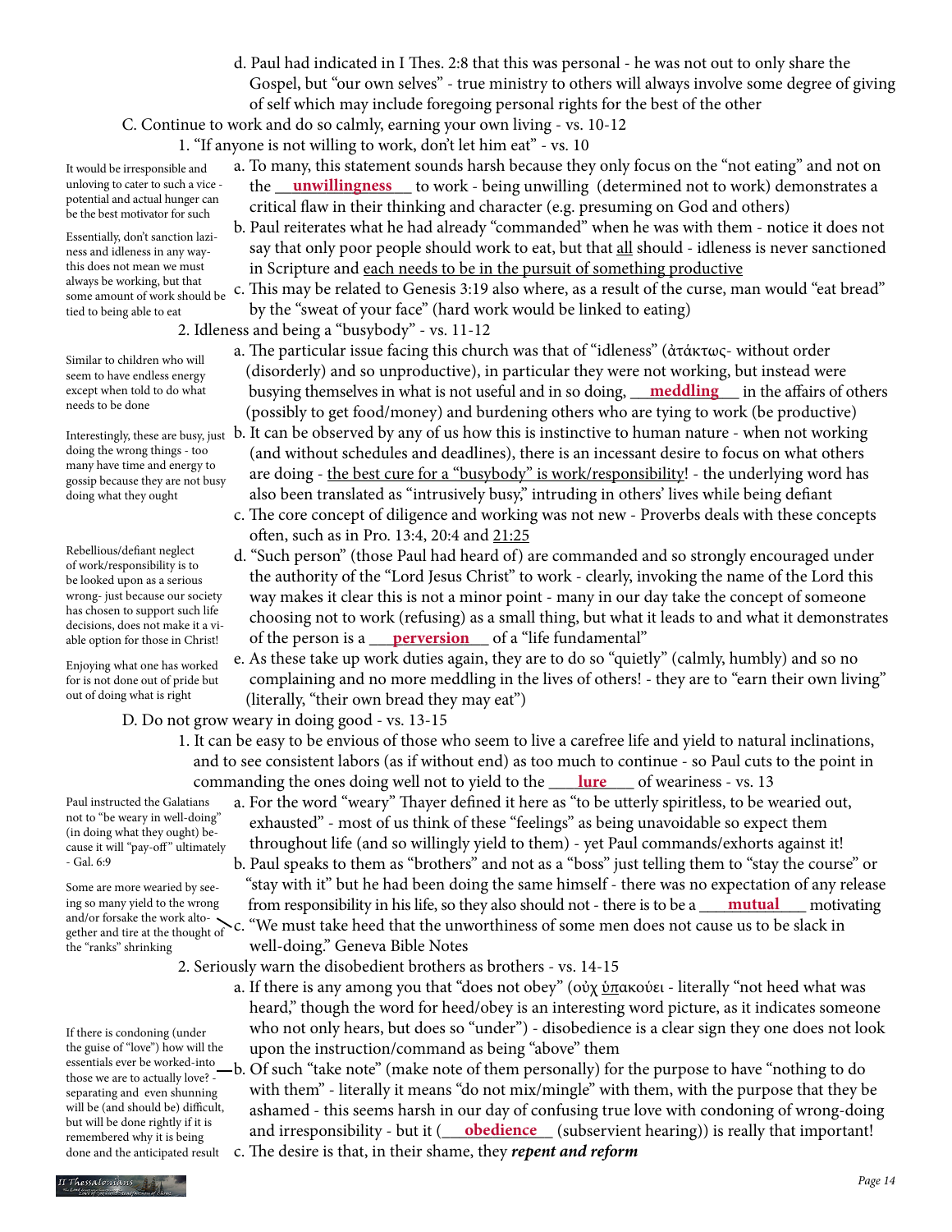d. Paul had indicated in I Thes. 2:8 that this was personal - he was not out to only share the Gospel, but "our own selves" - true ministry to others will always involve some degree of giving of self which may include foregoing personal rights for the best of the other

C. Continue to work and do so calmly, earning your own living - vs. 10-12

1. "If anyone is not willing to work, don't let him eat" - vs. 10

> It would be irresponsible and unloving to cater to such a vice - potential and actual hunger can be the best motivator for such

a. To many, this statement sounds harsh because they only focus on the "not eating" and not on the __**unwillingness**__ to work - being unwilling (determined not to work) demonstrates a critical flaw in their thinking and character (e.g. presuming on God and others)

> Essentially, don't sanction laziness and idleness in any way- this does not mean we must always be working, but that some amount of work should be tied to being able to eat

b. Paul reiterates what he had already "commanded" when he was with them - notice it does not say that only poor people should work to eat, but that all should - idleness is never sanctioned in Scripture and each needs to be in the pursuit of something productive

c. This may be related to Genesis 3:19 also where, as a result of the curse, man would "eat bread" by the "sweat of your face" (hard work would be linked to eating)

2. Idleness and being a "busybody" - vs. 11-12

> Similar to children who will seem to have endless energy except when told to do what needs to be done

a. The particular issue facing this church was that of "idleness" (ἀτάκτως- without order (disorderly) and so unproductive), in particular they were not working, but instead were busying themselves in what is not useful and in so doing, __**meddling**__ in the affairs of others (possibly to get food/money) and burdening others who are tying to work (be productive)

> Interestingly, these are busy, just doing the wrong things - too many have time and energy to gossip because they are not busy doing what they ought

b. It can be observed by any of us how this is instinctive to human nature - when not working (and without schedules and deadlines), there is an incessant desire to focus on what others are doing - the best cure for a "busybody" is work/responsibility! - the underlying word has also been translated as "intrusively busy," intruding in others' lives while being defiant

c. The core concept of diligence and working was not new - Proverbs deals with these concepts often, such as in Pro. 13:4, 20:4 and 21:25

> Rebellious/defiant neglect of work/responsibility is to be looked upon as a serious wrong- just because our society has chosen to support such life decisions, does not make it a viable option for those in Christ!

d. "Such person" (those Paul had heard of) are commanded and so strongly encouraged under the authority of the "Lord Jesus Christ" to work - clearly, invoking the name of the Lord this way makes it clear this is not a minor point - many in our day take the concept of someone choosing not to work (refusing) as a small thing, but what it leads to and what it demonstrates of the person is a __**perversion**__ of a "life fundamental"

> Enjoying what one has worked for is not done out of pride but out of doing what is right

e. As these take up work duties again, they are to do so "quietly" (calmly, humbly) and so no complaining and no more meddling in the lives of others! - they are to "earn their own living" (literally, "their own bread they may eat")

D. Do not grow weary in doing good - vs. 13-15

1. It can be easy to be envious of those who seem to live a carefree life and yield to natural inclinations, and to see consistent labors (as if without end) as too much to continue - so Paul cuts to the point in commanding the ones doing well not to yield to the __**lure**__ of weariness - vs. 13

> Paul instructed the Galatians not to "be weary in well-doing" (in doing what they ought) because it will "pay-off" ultimately - Gal. 6:9

a. For the word "weary" Thayer defined it here as "to be utterly spiritless, to be wearied out, exhausted" - most of us think of these "feelings" as being unavoidable so expect them throughout life (and so willingly yield to them) - yet Paul commands/exhorts against it!

> Some are more wearied by seeing so many yield to the wrong and/or forsake the work altogether and tire at the thought of the "ranks" shrinking

b. Paul speaks to them as "brothers" and not as a "boss" just telling them to "stay the course" or "stay with it" but he had been doing the same himself - there was no expectation of any release from responsibility in his life, so they also should not - there is to be a __**mutual**__ motivating

c. "We must take heed that the unworthiness of some men does not cause us to be slack in well-doing." Geneva Bible Notes

2. Seriously warn the disobedient brothers as brothers - vs. 14-15

a. If there is any among you that "does not obey" (οὐχ ὑπακούει - literally "not heed what was heard," though the word for heed/obey is an interesting word picture, as it indicates someone who not only hears, but does so "under") - disobedience is a clear sign they one does not look upon the instruction/command as being "above" them

> If there is condoning (under the guise of "love") how will the essentials ever be worked-into those we are to actually love? - separating and even shunning will be (and should be) difficult, but will be done rightly if it is remembered why it is being done and the anticipated result

b. Of such "take note" (make note of them personally) for the purpose to have "nothing to do with them" - literally it means "do not mix/mingle" with them, with the purpose that they be ashamed - this seems harsh in our day of confusing true love with condoning of wrong-doing and irresponsibility - but it (__**obedience**__ (subservient hearing)) is really that important!

c. The desire is that, in their shame, they ***repent and reform***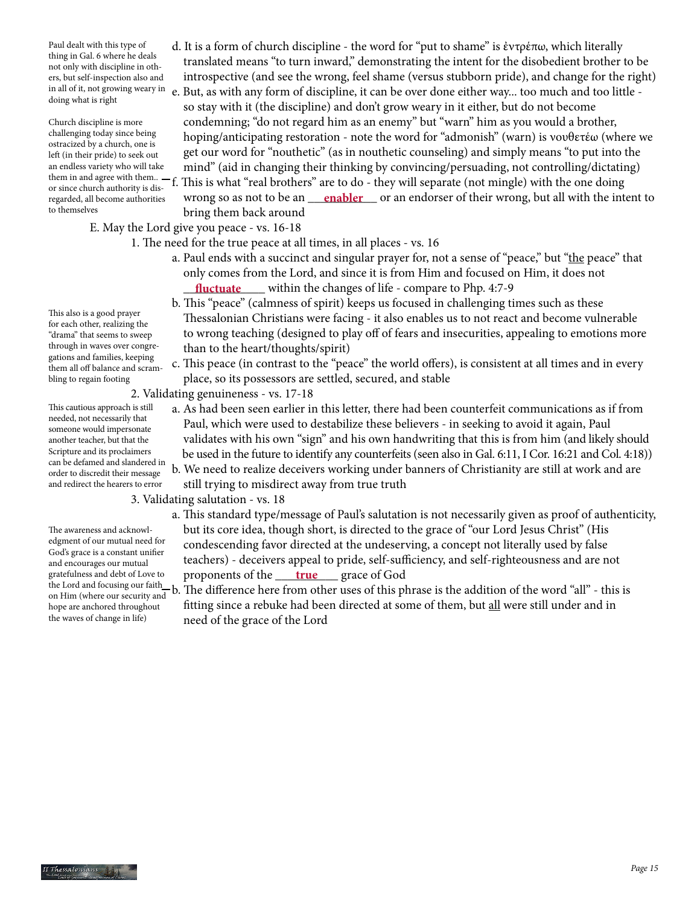Paul dealt with this type of thing in Gal. 6 where he deals not only with discipline in others, but self-inspection also and in all of it, not growing weary in doing what is right

d. It is a form of church discipline - the word for "put to shame" is ἐντρέπω, which literally translated means "to turn inward," demonstrating the intent for the disobedient brother to be introspective (and see the wrong, feel shame (versus stubborn pride), and change for the right)

e. But, as with any form of discipline, it can be over done either way... too much and too little - so stay with it (the discipline) and don't grow weary in it either, but do not become condemning; "do not regard him as an enemy" but "warn" him as you would a brother, hoping/anticipating restoration - note the word for "admonish" (warn) is νουθετέω (where we get our word for "nouthetic" (as in nouthetic counseling) and simply means "to put into the mind" (aid in changing their thinking by convincing/persuading, not controlling/dictating)

Church discipline is more challenging today since being ostracized by a church, one is left (in their pride) to seek out an endless variety who will take them in and agree with them.. or since church authority is disregarded, all become authorities to themselves

f. This is what "real brothers" are to do - they will separate (not mingle) with the one doing wrong so as not to be an ___**enabler**___ or an endorser of their wrong, but all with the intent to bring them back around

E. May the Lord give you peace - vs. 16-18

1. The need for the true peace at all times, in all places - vs. 16

a. Paul ends with a succinct and singular prayer for, not a sense of "peace," but "the peace" that only comes from the Lord, and since it is from Him and focused on Him, it does not ___**fluctuate**___ within the changes of life - compare to Php. 4:7-9

This also is a good prayer for each other, realizing the "drama" that seems to sweep through in waves over congregations and families, keeping them all off balance and scrambling to regain footing

b. This "peace" (calmness of spirit) keeps us focused in challenging times such as these Thessalonian Christians were facing - it also enables us to not react and become vulnerable to wrong teaching (designed to play off of fears and insecurities, appealing to emotions more than to the heart/thoughts/spirit)

c. This peace (in contrast to the "peace" the world offers), is consistent at all times and in every place, so its possessors are settled, secured, and stable

2. Validating genuineness - vs. 17-18

This cautious approach is still needed, not necessarily that someone would impersonate another teacher, but that the Scripture and its proclaimers can be defamed and slandered in order to discredit their message and redirect the hearers to error

a. As had been seen earlier in this letter, there had been counterfeit communications as if from Paul, which were used to destabilize these believers - in seeking to avoid it again, Paul validates with his own "sign" and his own handwriting that this is from him (and likely should be used in the future to identify any counterfeits (seen also in Gal. 6:11, I Cor. 16:21 and Col. 4:18))

b. We need to realize deceivers working under banners of Christianity are still at work and are still trying to misdirect away from true truth

3. Validating salutation - vs. 18

The awareness and acknowledgment of our mutual need for God's grace is a constant unifier and encourages our mutual gratefulness and debt of Love to the Lord and focusing our faith on Him (where our security and hope are anchored throughout the waves of change in life)

a. This standard type/message of Paul's salutation is not necessarily given as proof of authenticity, but its core idea, though short, is directed to the grace of "our Lord Jesus Christ" (His condescending favor directed at the undeserving, a concept not literally used by false teachers) - deceivers appeal to pride, self-sufficiency, and self-righteousness and are not proponents of the ___**true**___ grace of God

b. The difference here from other uses of this phrase is the addition of the word "all" - this is fitting since a rebuke had been directed at some of them, but all were still under and in need of the grace of the Lord